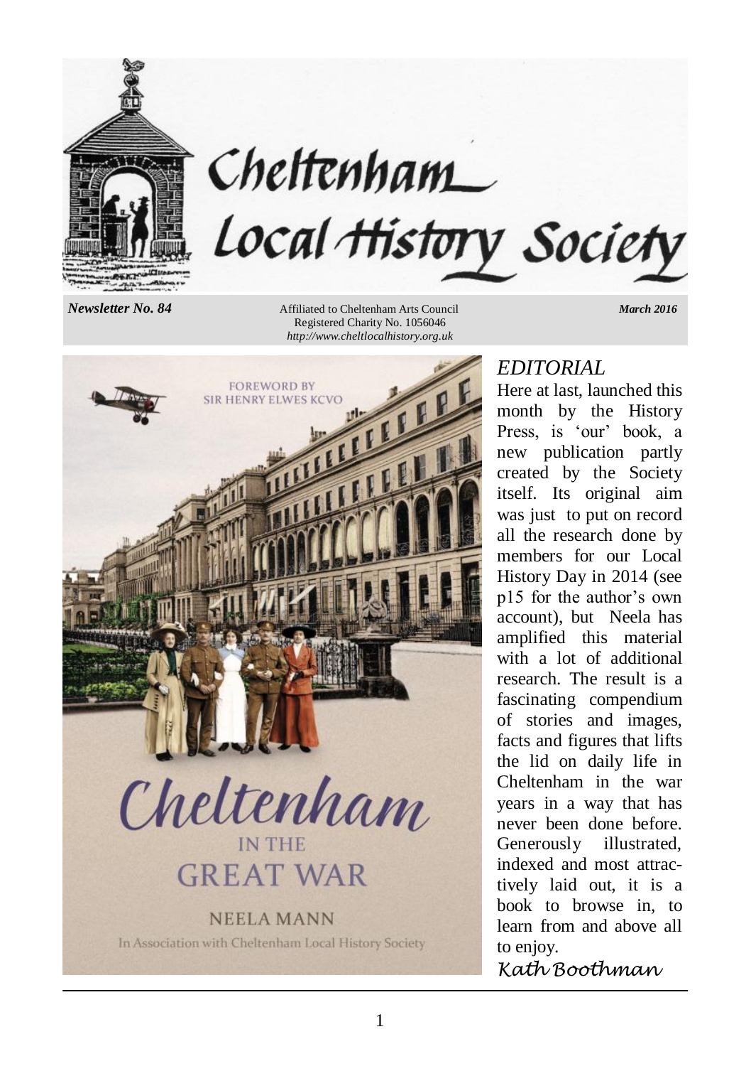# Cheltenham Local History Society

*Newsletter No. 84* — Affiliated to Cheltenham Arts Council — Registered Charity No. 1056046 — *http://www.cheltlocalhistory.org.uk* — *March 2016*

FOREWORD BY SIR HENRY ELWES KCVO

Cheltenham IN THE GREAT WAR

NEELA MANN

In Association with Cheltenham Local History Society

## *EDITORIAL*

Here at last, launched this month by the History Press, is 'our' book, a new publication partly created by the Society itself. Its original aim was just to put on record all the research done by members for our Local History Day in 2014 (see p15 for the author's own account), but Neela has amplified this material with a lot of additional research. The result is a fascinating compendium of stories and images, facts and figures that lifts the lid on daily life in Cheltenham in the war years in a way that has never been done before. Generously illustrated, indexed and most attractively laid out, it is a book to browse in, to learn from and above all to enjoy.

*Kath Boothman*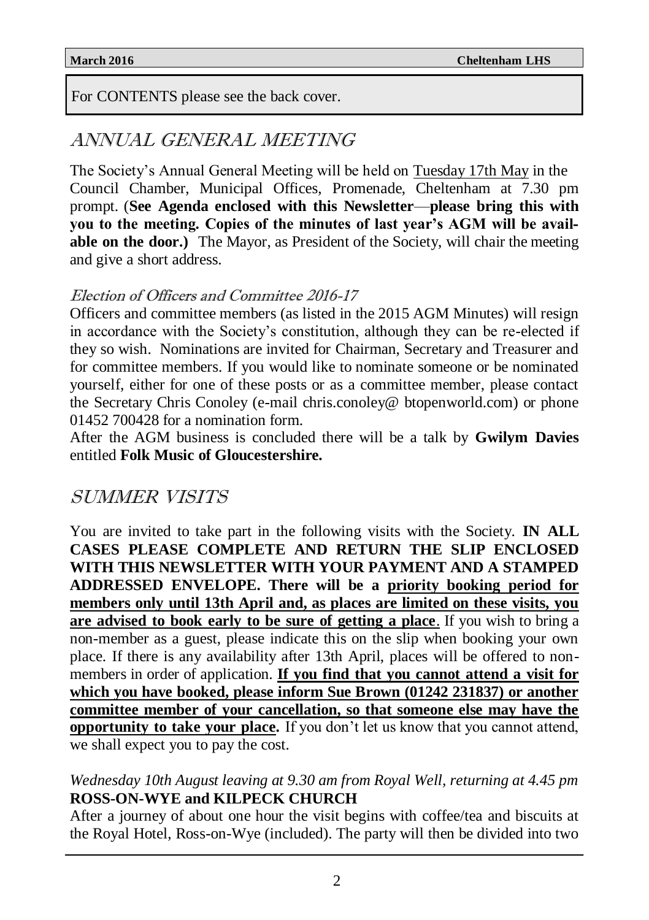For CONTENTS please see the back cover.

## ANNUAL GENERAL MEETING

The Society's Annual General Meeting will be held on Tuesday 17th May in the Council Chamber, Municipal Offices, Promenade, Cheltenham at 7.30 pm prompt. (**See Agenda enclosed with this Newsletter**—**please bring this with you to the meeting. Copies of the minutes of last year's AGM will be available on the door.)** The Mayor, as President of the Society, will chair the meeting and give a short address.

### *Election of Officers and Committee 2016-17*

Officers and committee members (as listed in the 2015 AGM Minutes) will resign in accordance with the Society's constitution, although they can be re-elected if they so wish. Nominations are invited for Chairman, Secretary and Treasurer and for committee members. If you would like to nominate someone or be nominated yourself, either for one of these posts or as a committee member, please contact the Secretary Chris Conoley (e-mail chris.conoley@ btopenworld.com) or phone 01452 700428 for a nomination form.

After the AGM business is concluded there will be a talk by **Gwilym Davies** entitled **Folk Music of Gloucestershire.**

## SUMMER VISITS

You are invited to take part in the following visits with the Society. **IN ALL CASES PLEASE COMPLETE AND RETURN THE SLIP ENCLOSED WITH THIS NEWSLETTER WITH YOUR PAYMENT AND A STAMPED ADDRESSED ENVELOPE. There will be a priority booking period for members only until 13th April and, as places are limited on these visits, you are advised to book early to be sure of getting a place**. If you wish to bring a non-member as a guest, please indicate this on the slip when booking your own place. If there is any availability after 13th April, places will be offered to non-members in order of application. **If you find that you cannot attend a visit for which you have booked, please inform Sue Brown (01242 231837) or another committee member of your cancellation, so that someone else may have the opportunity to take your place.** If you don't let us know that you cannot attend, we shall expect you to pay the cost.

*Wednesday 10th August leaving at 9.30 am from Royal Well, returning at 4.45 pm*
**ROSS-ON-WYE and KILPECK CHURCH**

After a journey of about one hour the visit begins with coffee/tea and biscuits at the Royal Hotel, Ross-on-Wye (included). The party will then be divided into two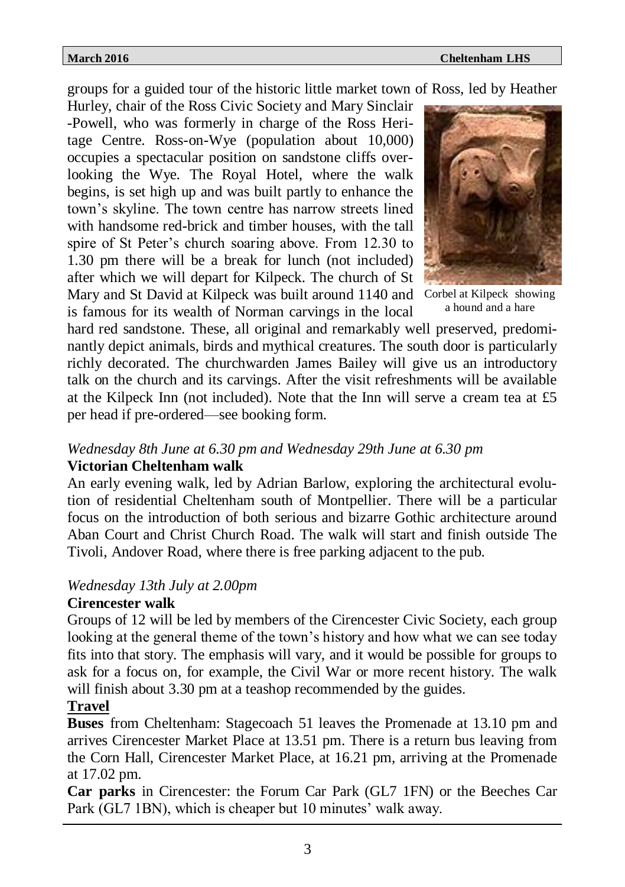groups for a guided tour of the historic little market town of Ross, led by Heather Hurley, chair of the Ross Civic Society and Mary Sinclair-Powell, who was formerly in charge of the Ross Heritage Centre. Ross-on-Wye (population about 10,000) occupies a spectacular position on sandstone cliffs overlooking the Wye. The Royal Hotel, where the walk begins, is set high up and was built partly to enhance the town's skyline. The town centre has narrow streets lined with handsome red-brick and timber houses, with the tall spire of St Peter's church soaring above. From 12.30 to 1.30 pm there will be a break for lunch (not included) after which we will depart for Kilpeck. The church of St Mary and St David at Kilpeck was built around 1140 and is famous for its wealth of Norman carvings in the local hard red sandstone. These, all original and remarkably well preserved, predominantly depict animals, birds and mythical creatures. The south door is particularly richly decorated. The churchwarden James Bailey will give us an introductory talk on the church and its carvings. After the visit refreshments will be available at the Kilpeck Inn (not included). Note that the Inn will serve a cream tea at £5 per head if pre-ordered—see booking form.

Corbel at Kilpeck showing a hound and a hare

*Wednesday 8th June at 6.30 pm and Wednesday 29th June at 6.30 pm*

**Victorian Cheltenham walk**

An early evening walk, led by Adrian Barlow, exploring the architectural evolution of residential Cheltenham south of Montpellier. There will be a particular focus on the introduction of both serious and bizarre Gothic architecture around Aban Court and Christ Church Road. The walk will start and finish outside The Tivoli, Andover Road, where there is free parking adjacent to the pub.

*Wednesday 13th July at 2.00pm*

**Cirencester walk**

Groups of 12 will be led by members of the Cirencester Civic Society, each group looking at the general theme of the town's history and how what we can see today fits into that story. The emphasis will vary, and it would be possible for groups to ask for a focus on, for example, the Civil War or more recent history. The walk will finish about 3.30 pm at a teashop recommended by the guides.

**Travel**

**Buses** from Cheltenham: Stagecoach 51 leaves the Promenade at 13.10 pm and arrives Cirencester Market Place at 13.51 pm. There is a return bus leaving from the Corn Hall, Cirencester Market Place, at 16.21 pm, arriving at the Promenade at 17.02 pm.

**Car parks** in Cirencester: the Forum Car Park (GL7 1FN) or the Beeches Car Park (GL7 1BN), which is cheaper but 10 minutes' walk away.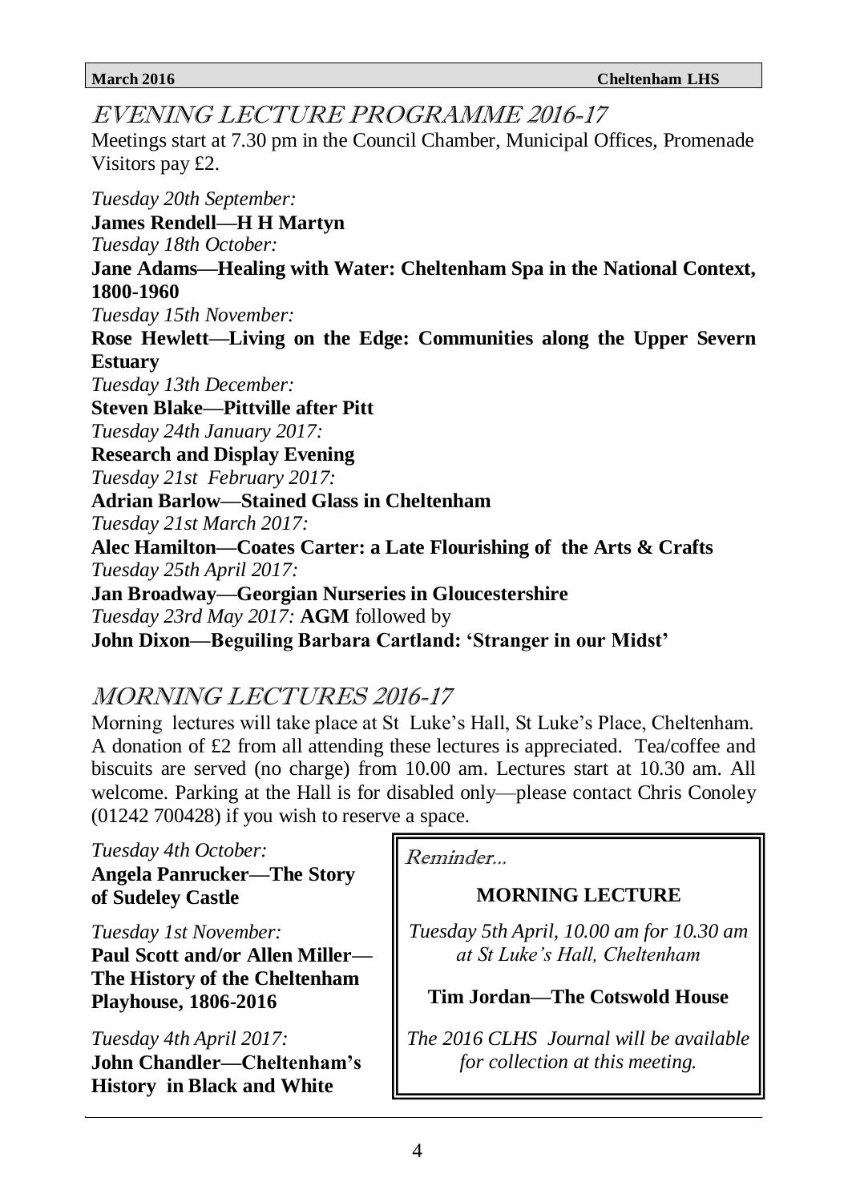## EVENING LECTURE PROGRAMME 2016-17

Meetings start at 7.30 pm in the Council Chamber, Municipal Offices, Promenade Visitors pay £2.

*Tuesday 20th September:*
**James Rendell—H H Martyn**

*Tuesday 18th October:*
**Jane Adams—Healing with Water: Cheltenham Spa in the National Context, 1800-1960**

*Tuesday 15th November:*
**Rose Hewlett—Living on the Edge: Communities along the Upper Severn Estuary**

*Tuesday 13th December:*
**Steven Blake—Pittville after Pitt**

*Tuesday 24th January 2017:*
**Research and Display Evening**

*Tuesday 21st February 2017:*
**Adrian Barlow—Stained Glass in Cheltenham**

*Tuesday 21st March 2017:*
**Alec Hamilton—Coates Carter: a Late Flourishing of the Arts & Crafts**

*Tuesday 25th April 2017:*
**Jan Broadway—Georgian Nurseries in Gloucestershire**

*Tuesday 23rd May 2017:* **AGM** followed by
**John Dixon—Beguiling Barbara Cartland: 'Stranger in our Midst'**

## MORNING LECTURES 2016-17

Morning lectures will take place at St Luke's Hall, St Luke's Place, Cheltenham. A donation of £2 from all attending these lectures is appreciated. Tea/coffee and biscuits are served (no charge) from 10.00 am. Lectures start at 10.30 am. All welcome. Parking at the Hall is for disabled only—please contact Chris Conoley (01242 700428) if you wish to reserve a space.

*Tuesday 4th October:*
**Angela Panrucker—The Story of Sudeley Castle**

*Tuesday 1st November:*
**Paul Scott and/or Allen Miller—The History of the Cheltenham Playhouse, 1806-2016**

*Tuesday 4th April 2017:*
**John Chandler—Cheltenham's History in Black and White**

*Reminder...*

**MORNING LECTURE**

*Tuesday 5th April, 10.00 am for 10.30 am at St Luke's Hall, Cheltenham*

**Tim Jordan—The Cotswold House**

*The 2016 CLHS Journal will be available for collection at this meeting.*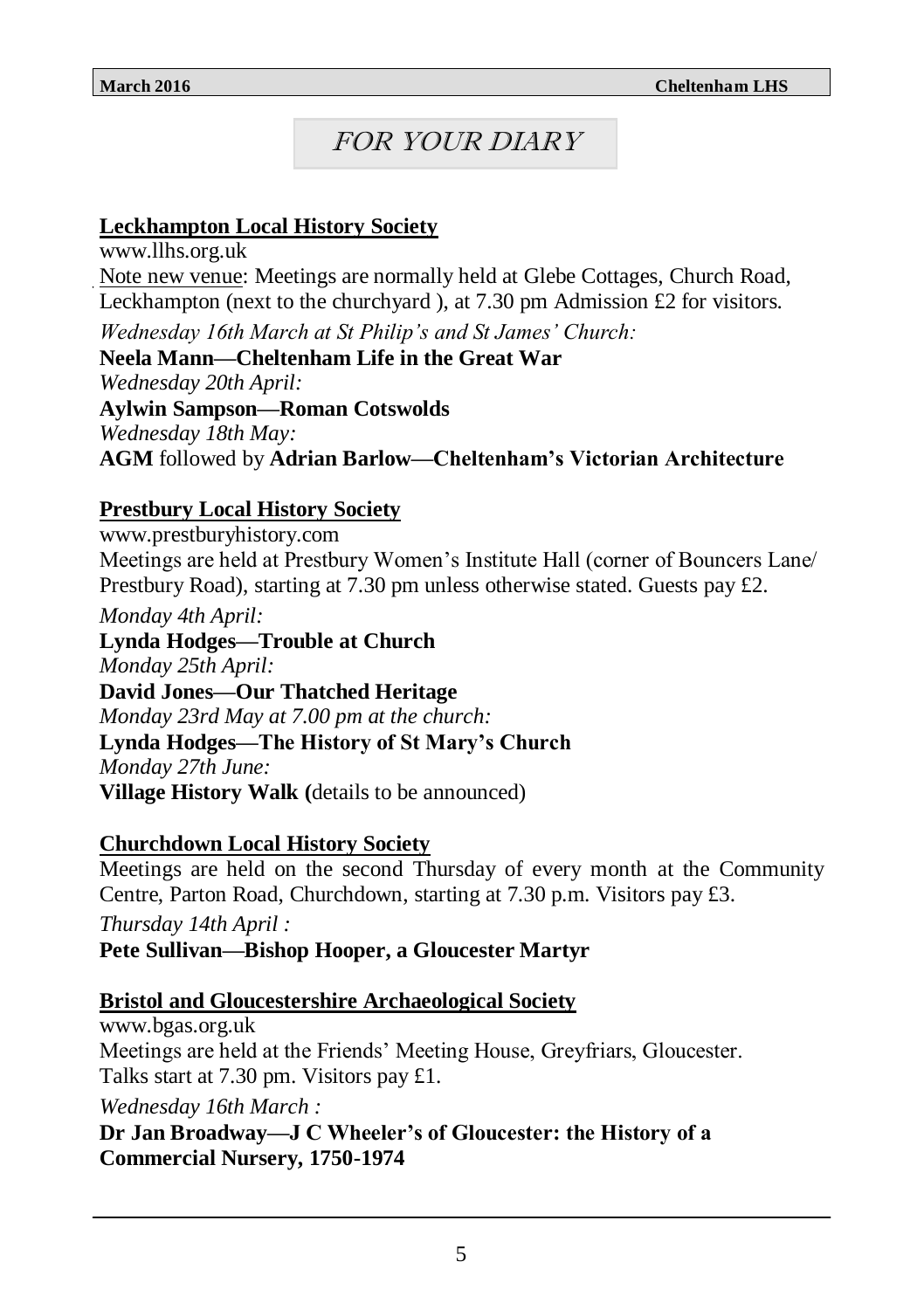# FOR YOUR DIARY

## Leckhampton Local History Society

www.llhs.org.uk

Note new venue: Meetings are normally held at Glebe Cottages, Church Road, Leckhampton (next to the churchyard ), at 7.30 pm Admission £2 for visitors.

*Wednesday 16th March at St Philip's and St James' Church:*

**Neela Mann—Cheltenham Life in the Great War**

*Wednesday 20th April:*

**Aylwin Sampson—Roman Cotswolds**

*Wednesday 18th May:*

**AGM** followed by **Adrian Barlow—Cheltenham's Victorian Architecture**

## Prestbury Local History Society

www.prestburyhistory.com

Meetings are held at Prestbury Women's Institute Hall (corner of Bouncers Lane/ Prestbury Road), starting at 7.30 pm unless otherwise stated. Guests pay £2.

*Monday 4th April:*

**Lynda Hodges—Trouble at Church**

*Monday 25th April:*

**David Jones—Our Thatched Heritage**

*Monday 23rd May at 7.00 pm at the church:*

**Lynda Hodges—The History of St Mary's Church**

*Monday 27th June:*

**Village History Walk (**details to be announced)

## Churchdown Local History Society

Meetings are held on the second Thursday of every month at the Community Centre, Parton Road, Churchdown, starting at 7.30 p.m. Visitors pay £3.

*Thursday 14th April :*

**Pete Sullivan—Bishop Hooper, a Gloucester Martyr**

## Bristol and Gloucestershire Archaeological Society

www.bgas.org.uk

Meetings are held at the Friends' Meeting House, Greyfriars, Gloucester. Talks start at 7.30 pm. Visitors pay £1.

*Wednesday 16th March :*

**Dr Jan Broadway—J C Wheeler's of Gloucester: the History of a Commercial Nursery, 1750-1974**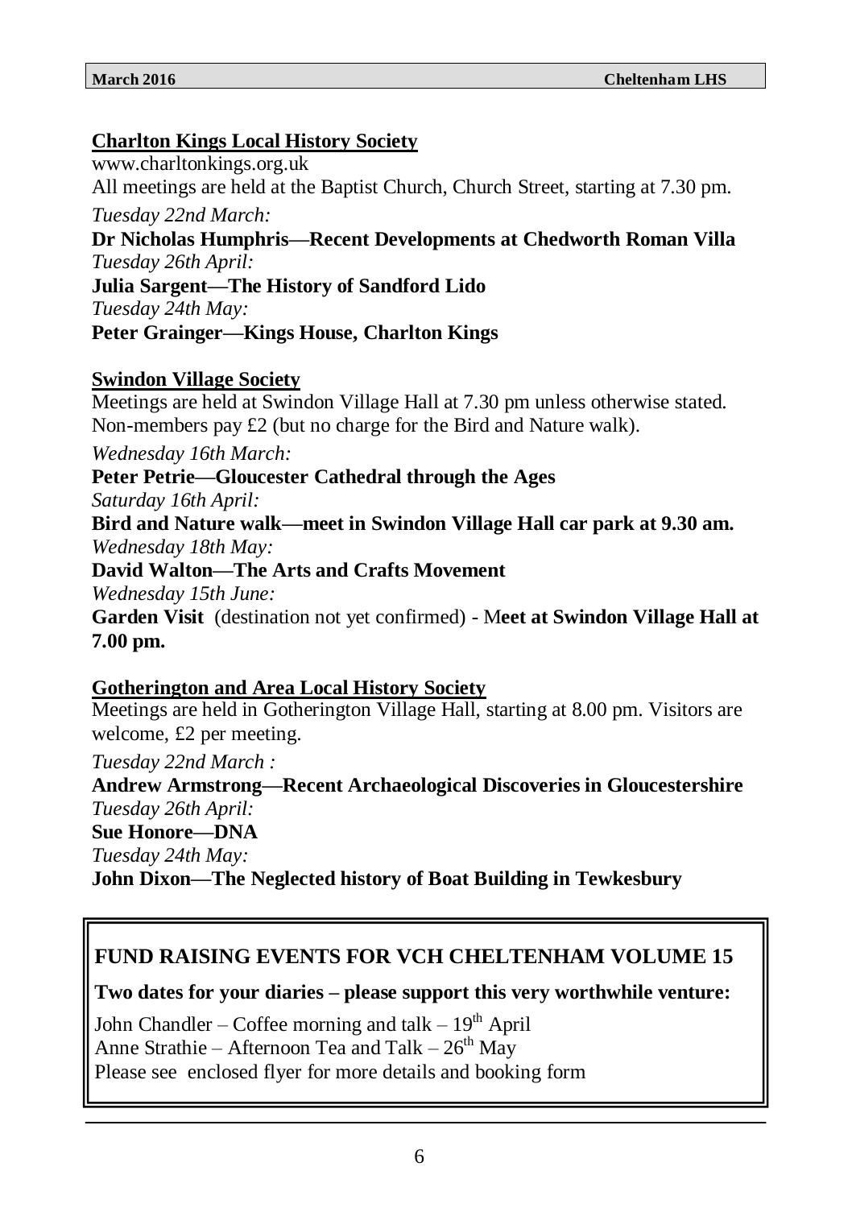## Charlton Kings Local History Society

www.charltonkings.org.uk

All meetings are held at the Baptist Church, Church Street, starting at 7.30 pm.

*Tuesday 22nd March:*

**Dr Nicholas Humphris—Recent Developments at Chedworth Roman Villa**

*Tuesday 26th April:*

**Julia Sargent—The History of Sandford Lido**

*Tuesday 24th May:*

**Peter Grainger—Kings House, Charlton Kings**

## Swindon Village Society

Meetings are held at Swindon Village Hall at 7.30 pm unless otherwise stated. Non-members pay £2 (but no charge for the Bird and Nature walk).

*Wednesday 16th March:*

**Peter Petrie—Gloucester Cathedral through the Ages**

*Saturday 16th April:*

**Bird and Nature walk—meet in Swindon Village Hall car park at 9.30 am.**

*Wednesday 18th May:*

**David Walton—The Arts and Crafts Movement**

*Wednesday 15th June:*

**Garden Visit** (destination not yet confirmed) - M**eet at Swindon Village Hall at 7.00 pm.**

## Gotherington and Area Local History Society

Meetings are held in Gotherington Village Hall, starting at 8.00 pm. Visitors are welcome, £2 per meeting.

*Tuesday 22nd March :*

**Andrew Armstrong—Recent Archaeological Discoveries in Gloucestershire**

*Tuesday 26th April:*

**Sue Honore—DNA**

*Tuesday 24th May:*

**John Dixon—The Neglected history of Boat Building in Tewkesbury**

---

**FUND RAISING EVENTS FOR VCH CHELTENHAM VOLUME 15**

**Two dates for your diaries – please support this very worthwhile venture:**

John Chandler – Coffee morning and talk – 19th April
Anne Strathie – Afternoon Tea and Talk – 26th May
Please see enclosed flyer for more details and booking form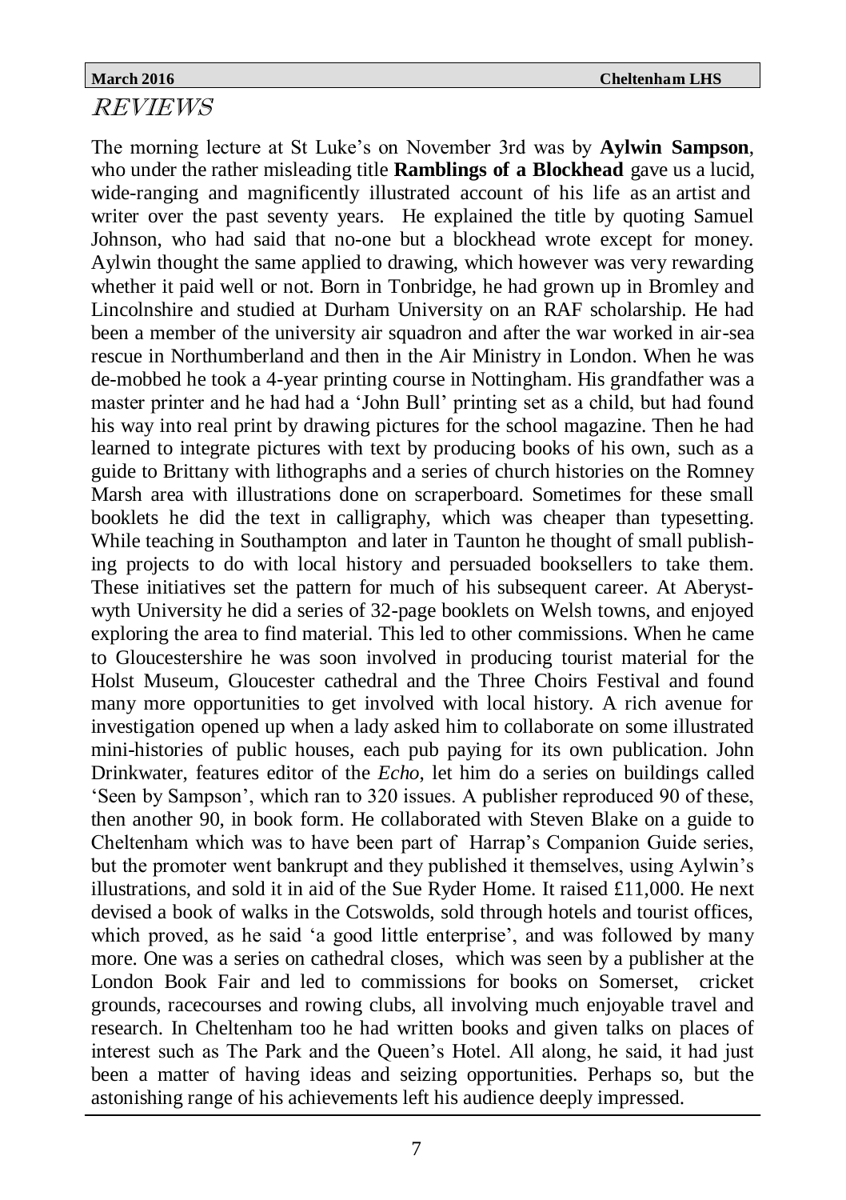# REVIEWS

The morning lecture at St Luke's on November 3rd was by **Aylwin Sampson**, who under the rather misleading title **Ramblings of a Blockhead** gave us a lucid, wide-ranging and magnificently illustrated account of his life as an artist and writer over the past seventy years. He explained the title by quoting Samuel Johnson, who had said that no-one but a blockhead wrote except for money. Aylwin thought the same applied to drawing, which however was very rewarding whether it paid well or not. Born in Tonbridge, he had grown up in Bromley and Lincolnshire and studied at Durham University on an RAF scholarship. He had been a member of the university air squadron and after the war worked in air-sea rescue in Northumberland and then in the Air Ministry in London. When he was de-mobbed he took a 4-year printing course in Nottingham. His grandfather was a master printer and he had had a 'John Bull' printing set as a child, but had found his way into real print by drawing pictures for the school magazine. Then he had learned to integrate pictures with text by producing books of his own, such as a guide to Brittany with lithographs and a series of church histories on the Romney Marsh area with illustrations done on scraperboard. Sometimes for these small booklets he did the text in calligraphy, which was cheaper than typesetting. While teaching in Southampton and later in Taunton he thought of small publishing projects to do with local history and persuaded booksellers to take them. These initiatives set the pattern for much of his subsequent career. At Aberystwyth University he did a series of 32-page booklets on Welsh towns, and enjoyed exploring the area to find material. This led to other commissions. When he came to Gloucestershire he was soon involved in producing tourist material for the Holst Museum, Gloucester cathedral and the Three Choirs Festival and found many more opportunities to get involved with local history. A rich avenue for investigation opened up when a lady asked him to collaborate on some illustrated mini-histories of public houses, each pub paying for its own publication. John Drinkwater, features editor of the *Echo*, let him do a series on buildings called 'Seen by Sampson', which ran to 320 issues. A publisher reproduced 90 of these, then another 90, in book form. He collaborated with Steven Blake on a guide to Cheltenham which was to have been part of Harrap's Companion Guide series, but the promoter went bankrupt and they published it themselves, using Aylwin's illustrations, and sold it in aid of the Sue Ryder Home. It raised £11,000. He next devised a book of walks in the Cotswolds, sold through hotels and tourist offices, which proved, as he said 'a good little enterprise', and was followed by many more. One was a series on cathedral closes, which was seen by a publisher at the London Book Fair and led to commissions for books on Somerset, cricket grounds, racecourses and rowing clubs, all involving much enjoyable travel and research. In Cheltenham too he had written books and given talks on places of interest such as The Park and the Queen's Hotel. All along, he said, it had just been a matter of having ideas and seizing opportunities. Perhaps so, but the astonishing range of his achievements left his audience deeply impressed.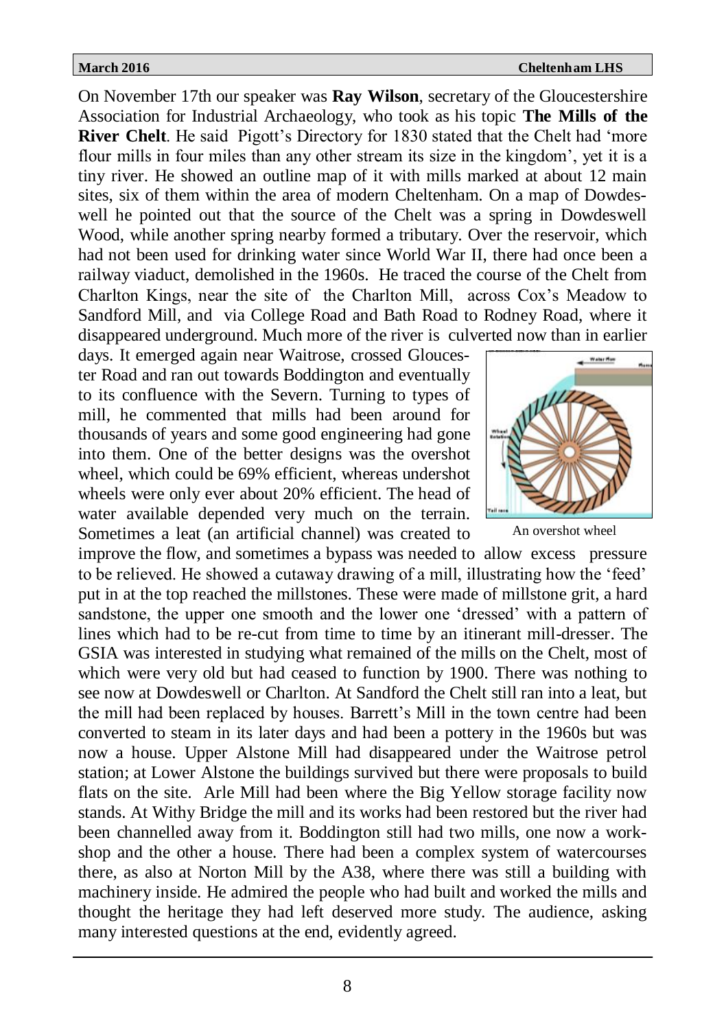On November 17th our speaker was **Ray Wilson**, secretary of the Gloucestershire Association for Industrial Archaeology, who took as his topic **The Mills of the River Chelt**. He said Pigott's Directory for 1830 stated that the Chelt had 'more flour mills in four miles than any other stream its size in the kingdom', yet it is a tiny river. He showed an outline map of it with mills marked at about 12 main sites, six of them within the area of modern Cheltenham. On a map of Dowdeswell he pointed out that the source of the Chelt was a spring in Dowdeswell Wood, while another spring nearby formed a tributary. Over the reservoir, which had not been used for drinking water since World War II, there had once been a railway viaduct, demolished in the 1960s. He traced the course of the Chelt from Charlton Kings, near the site of the Charlton Mill, across Cox's Meadow to Sandford Mill, and via College Road and Bath Road to Rodney Road, where it disappeared underground. Much more of the river is culverted now than in earlier days. It emerged again near Waitrose, crossed Gloucester Road and ran out towards Boddington and eventually to its confluence with the Severn. Turning to types of mill, he commented that mills had been around for thousands of years and some good engineering had gone into them. One of the better designs was the overshot wheel, which could be 69% efficient, whereas undershot wheels were only ever about 20% efficient. The head of water available depended very much on the terrain. Sometimes a leat (an artificial channel) was created to improve the flow, and sometimes a bypass was needed to allow excess pressure to be relieved. He showed a cutaway drawing of a mill, illustrating how the 'feed' put in at the top reached the millstones. These were made of millstone grit, a hard sandstone, the upper one smooth and the lower one 'dressed' with a pattern of lines which had to be re-cut from time to time by an itinerant mill-dresser. The GSIA was interested in studying what remained of the mills on the Chelt, most of which were very old but had ceased to function by 1900. There was nothing to see now at Dowdeswell or Charlton. At Sandford the Chelt still ran into a leat, but the mill had been replaced by houses. Barrett's Mill in the town centre had been converted to steam in its later days and had been a pottery in the 1960s but was now a house. Upper Alstone Mill had disappeared under the Waitrose petrol station; at Lower Alstone the buildings survived but there were proposals to build flats on the site. Arle Mill had been where the Big Yellow storage facility now stands. At Withy Bridge the mill and its works had been restored but the river had been channelled away from it. Boddington still had two mills, one now a workshop and the other a house. There had been a complex system of watercourses there, as also at Norton Mill by the A38, where there was still a building with machinery inside. He admired the people who had built and worked the mills and thought the heritage they had left deserved more study. The audience, asking many interested questions at the end, evidently agreed.

An overshot wheel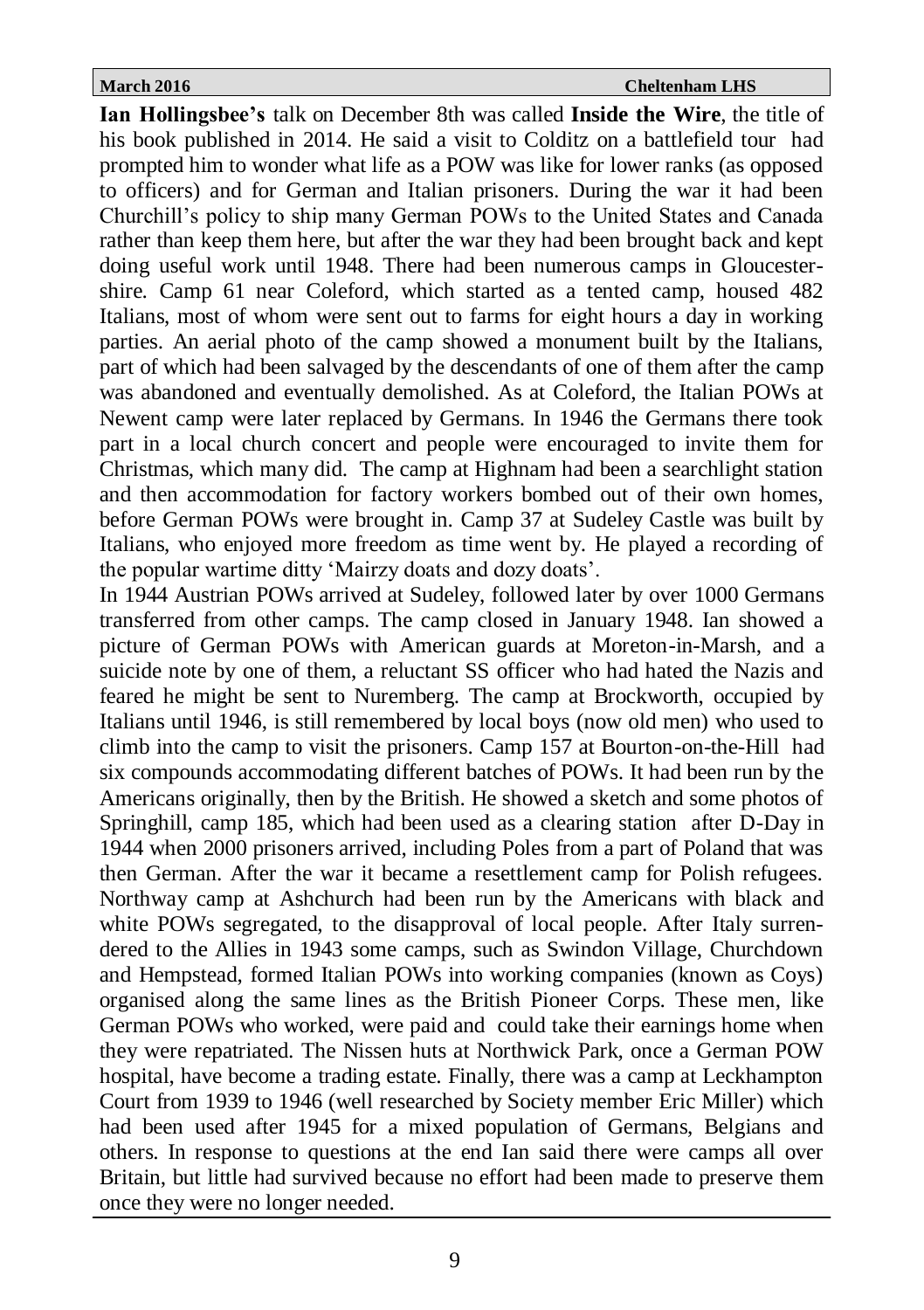**Ian Hollingsbee's** talk on December 8th was called **Inside the Wire**, the title of his book published in 2014. He said a visit to Colditz on a battlefield tour had prompted him to wonder what life as a POW was like for lower ranks (as opposed to officers) and for German and Italian prisoners. During the war it had been Churchill's policy to ship many German POWs to the United States and Canada rather than keep them here, but after the war they had been brought back and kept doing useful work until 1948. There had been numerous camps in Gloucestershire. Camp 61 near Coleford, which started as a tented camp, housed 482 Italians, most of whom were sent out to farms for eight hours a day in working parties. An aerial photo of the camp showed a monument built by the Italians, part of which had been salvaged by the descendants of one of them after the camp was abandoned and eventually demolished. As at Coleford, the Italian POWs at Newent camp were later replaced by Germans. In 1946 the Germans there took part in a local church concert and people were encouraged to invite them for Christmas, which many did. The camp at Highnam had been a searchlight station and then accommodation for factory workers bombed out of their own homes, before German POWs were brought in. Camp 37 at Sudeley Castle was built by Italians, who enjoyed more freedom as time went by. He played a recording of the popular wartime ditty 'Mairzy doats and dozy doats'.

In 1944 Austrian POWs arrived at Sudeley, followed later by over 1000 Germans transferred from other camps. The camp closed in January 1948. Ian showed a picture of German POWs with American guards at Moreton-in-Marsh, and a suicide note by one of them, a reluctant SS officer who had hated the Nazis and feared he might be sent to Nuremberg. The camp at Brockworth, occupied by Italians until 1946, is still remembered by local boys (now old men) who used to climb into the camp to visit the prisoners. Camp 157 at Bourton-on-the-Hill had six compounds accommodating different batches of POWs. It had been run by the Americans originally, then by the British. He showed a sketch and some photos of Springhill, camp 185, which had been used as a clearing station after D-Day in 1944 when 2000 prisoners arrived, including Poles from a part of Poland that was then German. After the war it became a resettlement camp for Polish refugees. Northway camp at Ashchurch had been run by the Americans with black and white POWs segregated, to the disapproval of local people. After Italy surrendered to the Allies in 1943 some camps, such as Swindon Village, Churchdown and Hempstead, formed Italian POWs into working companies (known as Coys) organised along the same lines as the British Pioneer Corps. These men, like German POWs who worked, were paid and could take their earnings home when they were repatriated. The Nissen huts at Northwick Park, once a German POW hospital, have become a trading estate. Finally, there was a camp at Leckhampton Court from 1939 to 1946 (well researched by Society member Eric Miller) which had been used after 1945 for a mixed population of Germans, Belgians and others. In response to questions at the end Ian said there were camps all over Britain, but little had survived because no effort had been made to preserve them once they were no longer needed.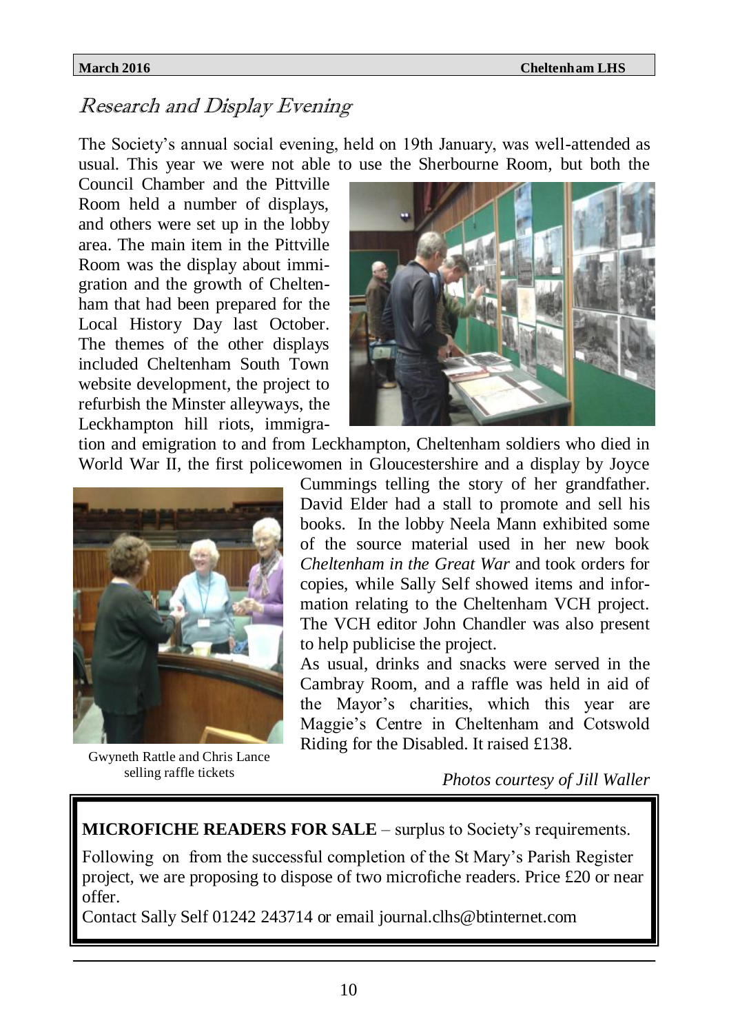## Research and Display Evening

The Society's annual social evening, held on 19th January, was well-attended as usual. This year we were not able to use the Sherbourne Room, but both the Council Chamber and the Pittville Room held a number of displays, and others were set up in the lobby area. The main item in the Pittville Room was the display about immigration and the growth of Cheltenham that had been prepared for the Local History Day last October. The themes of the other displays included Cheltenham South Town website development, the project to refurbish the Minster alleyways, the Leckhampton hill riots, immigration and emigration to and from Leckhampton, Cheltenham soldiers who died in World War II, the first policewomen in Gloucestershire and a display by Joyce Cummings telling the story of her grandfather. David Elder had a stall to promote and sell his books. In the lobby Neela Mann exhibited some of the source material used in her new book *Cheltenham in the Great War* and took orders for copies, while Sally Self showed items and information relating to the Cheltenham VCH project. The VCH editor John Chandler was also present to help publicise the project.

As usual, drinks and snacks were served in the Cambray Room, and a raffle was held in aid of the Mayor's charities, which this year are Maggie's Centre in Cheltenham and Cotswold Riding for the Disabled. It raised £138.

Gwyneth Rattle and Chris Lance selling raffle tickets

*Photos courtesy of Jill Waller*

---

**MICROFICHE READERS FOR SALE** – surplus to Society's requirements.

Following on from the successful completion of the St Mary's Parish Register project, we are proposing to dispose of two microfiche readers. Price £20 or near offer.

Contact Sally Self 01242 243714 or email journal.clhs@btinternet.com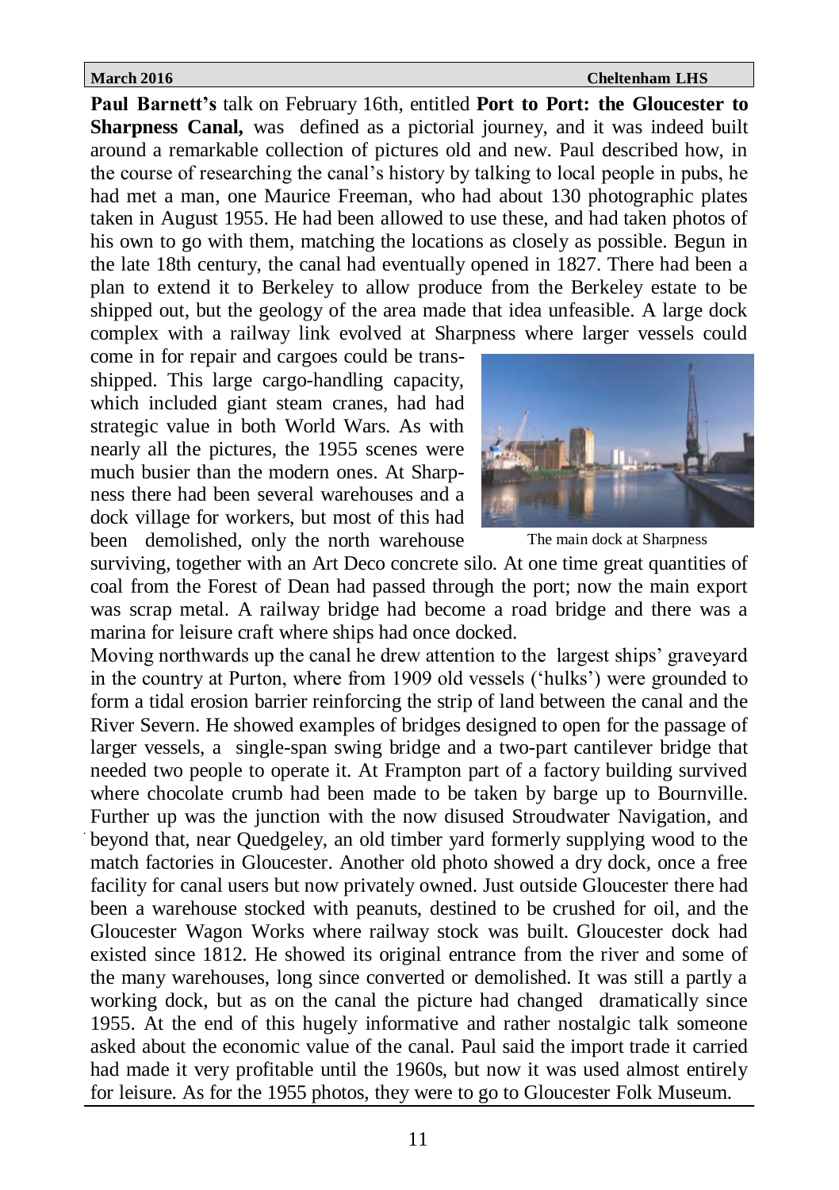**Paul Barnett's** talk on February 16th, entitled **Port to Port: the Gloucester to Sharpness Canal,** was defined as a pictorial journey, and it was indeed built around a remarkable collection of pictures old and new. Paul described how, in the course of researching the canal's history by talking to local people in pubs, he had met a man, one Maurice Freeman, who had about 130 photographic plates taken in August 1955. He had been allowed to use these, and had taken photos of his own to go with them, matching the locations as closely as possible. Begun in the late 18th century, the canal had eventually opened in 1827. There had been a plan to extend it to Berkeley to allow produce from the Berkeley estate to be shipped out, but the geology of the area made that idea unfeasible. A large dock complex with a railway link evolved at Sharpness where larger vessels could come in for repair and cargoes could be trans-shipped. This large cargo-handling capacity, which included giant steam cranes, had had strategic value in both World Wars. As with nearly all the pictures, the 1955 scenes were much busier than the modern ones. At Sharpness there had been several warehouses and a dock village for workers, but most of this had been demolished, only the north warehouse surviving, together with an Art Deco concrete silo. At one time great quantities of coal from the Forest of Dean had passed through the port; now the main export was scrap metal. A railway bridge had become a road bridge and there was a marina for leisure craft where ships had once docked.

The main dock at Sharpness

Moving northwards up the canal he drew attention to the largest ships' graveyard in the country at Purton, where from 1909 old vessels ('hulks') were grounded to form a tidal erosion barrier reinforcing the strip of land between the canal and the River Severn. He showed examples of bridges designed to open for the passage of larger vessels, a single-span swing bridge and a two-part cantilever bridge that needed two people to operate it. At Frampton part of a factory building survived where chocolate crumb had been made to be taken by barge up to Bournville. Further up was the junction with the now disused Stroudwater Navigation, and beyond that, near Quedgeley, an old timber yard formerly supplying wood to the match factories in Gloucester. Another old photo showed a dry dock, once a free facility for canal users but now privately owned. Just outside Gloucester there had been a warehouse stocked with peanuts, destined to be crushed for oil, and the Gloucester Wagon Works where railway stock was built. Gloucester dock had existed since 1812. He showed its original entrance from the river and some of the many warehouses, long since converted or demolished. It was still a partly a working dock, but as on the canal the picture had changed dramatically since 1955. At the end of this hugely informative and rather nostalgic talk someone asked about the economic value of the canal. Paul said the import trade it carried had made it very profitable until the 1960s, but now it was used almost entirely for leisure. As for the 1955 photos, they were to go to Gloucester Folk Museum.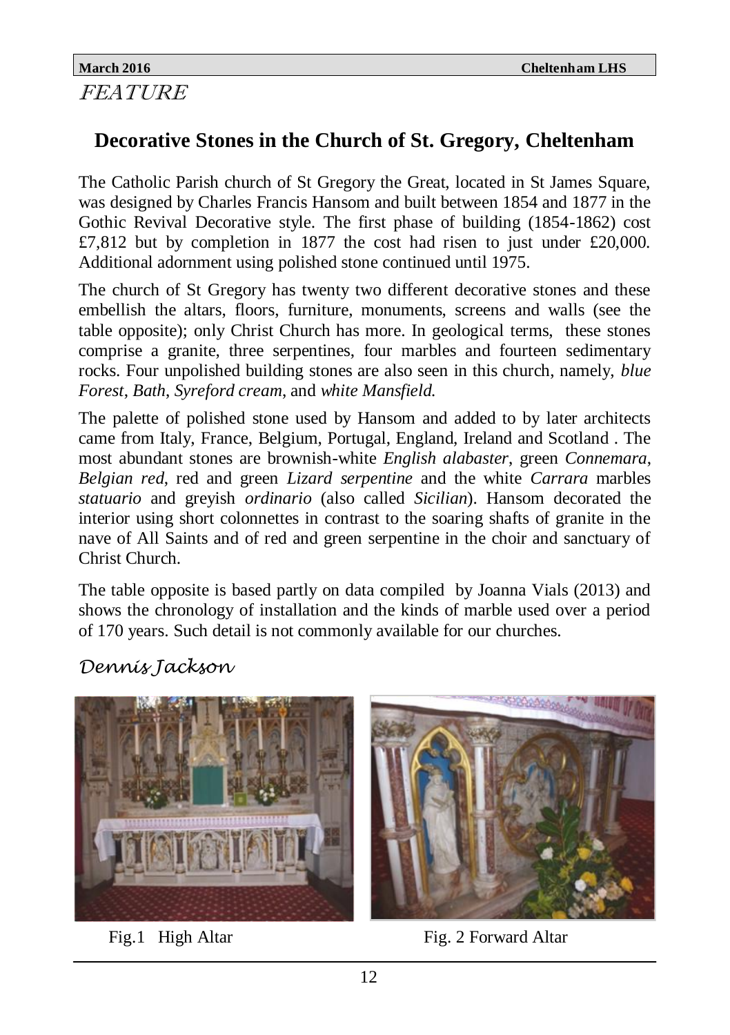*FEATURE*

## Decorative Stones in the Church of St. Gregory, Cheltenham

The Catholic Parish church of St Gregory the Great, located in St James Square, was designed by Charles Francis Hansom and built between 1854 and 1877 in the Gothic Revival Decorative style. The first phase of building (1854-1862) cost £7,812 but by completion in 1877 the cost had risen to just under £20,000. Additional adornment using polished stone continued until 1975.

The church of St Gregory has twenty two different decorative stones and these embellish the altars, floors, furniture, monuments, screens and walls (see the table opposite); only Christ Church has more. In geological terms, these stones comprise a granite, three serpentines, four marbles and fourteen sedimentary rocks. Four unpolished building stones are also seen in this church, namely, *blue Forest*, *Bath*, *Syreford cream*, and *white Mansfield.*

The palette of polished stone used by Hansom and added to by later architects came from Italy, France, Belgium, Portugal, England, Ireland and Scotland . The most abundant stones are brownish-white *English alabaster*, green *Connemara*, *Belgian red*, red and green *Lizard serpentine* and the white *Carrara* marbles *statuario* and greyish *ordinario* (also called *Sicilian*). Hansom decorated the interior using short colonnettes in contrast to the soaring shafts of granite in the nave of All Saints and of red and green serpentine in the choir and sanctuary of Christ Church.

The table opposite is based partly on data compiled by Joanna Vials (2013) and shows the chronology of installation and the kinds of marble used over a period of 170 years. Such detail is not commonly available for our churches.

*Dennis Jackson*

Fig.1 High Altar

Fig. 2 Forward Altar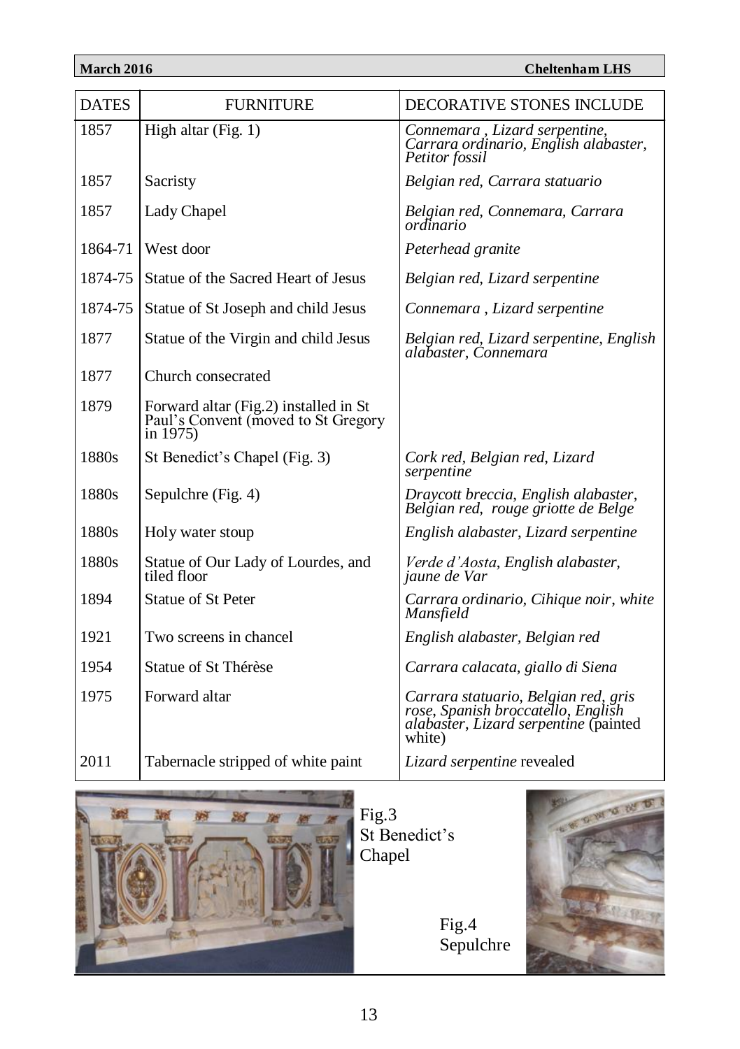| DATES | FURNITURE | DECORATIVE STONES INCLUDE |
|---|---|---|
| 1857 | High altar (Fig. 1) | *Connemara , Lizard serpentine, Carrara ordinario, English alabaster, Petitor fossil* |
| 1857 | Sacristy | *Belgian red, Carrara statuario* |
| 1857 | Lady Chapel | *Belgian red, Connemara, Carrara ordinario* |
| 1864-71 | West door | *Peterhead granite* |
| 1874-75 | Statue of the Sacred Heart of Jesus | *Belgian red, Lizard serpentine* |
| 1874-75 | Statue of St Joseph and child Jesus | *Connemara , Lizard serpentine* |
| 1877 | Statue of the Virgin and child Jesus | *Belgian red, Lizard serpentine, English alabaster, Connemara* |
| 1877 | Church consecrated | |
| 1879 | Forward altar (Fig.2) installed in St Paul's Convent (moved to St Gregory in 1975) | |
| 1880s | St Benedict's Chapel (Fig. 3) | *Cork red, Belgian red, Lizard serpentine* |
| 1880s | Sepulchre (Fig. 4) | *Draycott breccia, English alabaster, Belgian red, rouge griotte de Belge* |
| 1880s | Holy water stoup | *English alabaster, Lizard serpentine* |
| 1880s | Statue of Our Lady of Lourdes, and tiled floor | *Verde d'Aosta, English alabaster, jaune de Var* |
| 1894 | Statue of St Peter | *Carrara ordinario, Cihique noir, white Mansfield* |
| 1921 | Two screens in chancel | *English alabaster, Belgian red* |
| 1954 | Statue of St Thérèse | *Carrara calacata, giallo di Siena* |
| 1975 | Forward altar | *Carrara statuario, Belgian red, gris rose, Spanish broccatello, English alabaster, Lizard serpentine* (painted white) |
| 2011 | Tabernacle stripped of white paint | *Lizard serpentine* revealed |

Fig.3 St Benedict's Chapel

Fig.4 Sepulchre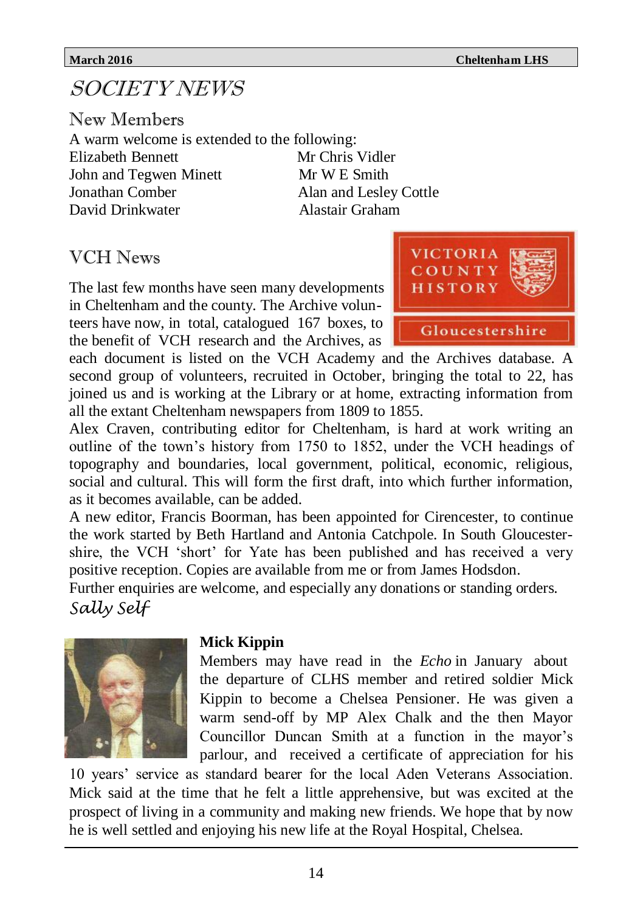# SOCIETY NEWS

## New Members

A warm welcome is extended to the following:

Elizabeth Bennett
John and Tegwen Minett
Jonathan Comber
David Drinkwater
Mr Chris Vidler
Mr W E Smith
Alan and Lesley Cottle
Alastair Graham

## VCH News

The last few months have seen many developments in Cheltenham and the county. The Archive volunteers have now, in total, catalogued 167 boxes, to the benefit of VCH research and the Archives, as each document is listed on the VCH Academy and the Archives database. A second group of volunteers, recruited in October, bringing the total to 22, has joined us and is working at the Library or at home, extracting information from all the extant Cheltenham newspapers from 1809 to 1855.

Alex Craven, contributing editor for Cheltenham, is hard at work writing an outline of the town's history from 1750 to 1852, under the VCH headings of topography and boundaries, local government, political, economic, religious, social and cultural. This will form the first draft, into which further information, as it becomes available, can be added.

A new editor, Francis Boorman, has been appointed for Cirencester, to continue the work started by Beth Hartland and Antonia Catchpole. In South Gloucestershire, the VCH 'short' for Yate has been published and has received a very positive reception. Copies are available from me or from James Hodsdon.

Further enquiries are welcome, and especially any donations or standing orders.

*Sally Self*

**Mick Kippin**

Members may have read in the *Echo* in January about the departure of CLHS member and retired soldier Mick Kippin to become a Chelsea Pensioner. He was given a warm send-off by MP Alex Chalk and the then Mayor Councillor Duncan Smith at a function in the mayor's parlour, and received a certificate of appreciation for his 10 years' service as standard bearer for the local Aden Veterans Association. Mick said at the time that he felt a little apprehensive, but was excited at the prospect of living in a community and making new friends. We hope that by now he is well settled and enjoying his new life at the Royal Hospital, Chelsea.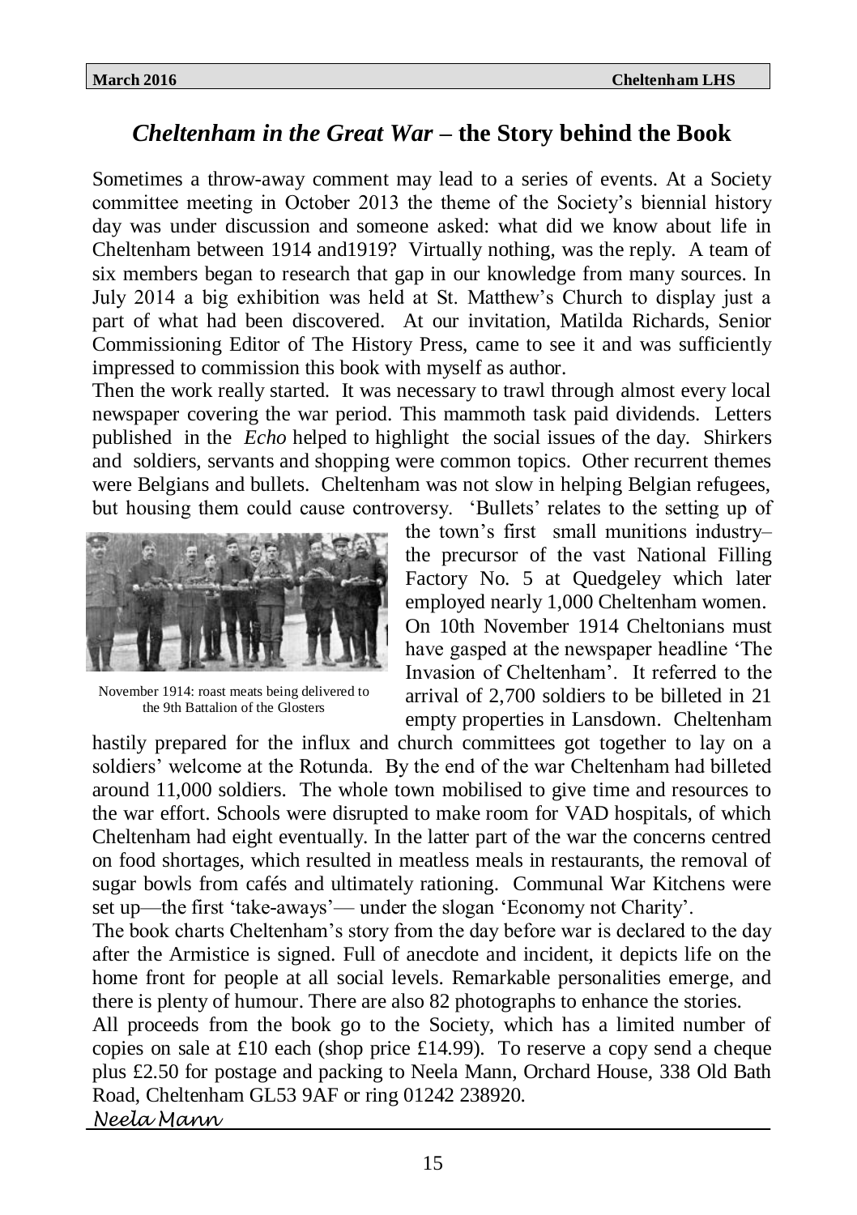## *Cheltenham in the Great War* – the Story behind the Book

Sometimes a throw-away comment may lead to a series of events. At a Society committee meeting in October 2013 the theme of the Society's biennial history day was under discussion and someone asked: what did we know about life in Cheltenham between 1914 and1919? Virtually nothing, was the reply. A team of six members began to research that gap in our knowledge from many sources. In July 2014 a big exhibition was held at St. Matthew's Church to display just a part of what had been discovered. At our invitation, Matilda Richards, Senior Commissioning Editor of The History Press, came to see it and was sufficiently impressed to commission this book with myself as author.

Then the work really started. It was necessary to trawl through almost every local newspaper covering the war period. This mammoth task paid dividends. Letters published in the *Echo* helped to highlight the social issues of the day. Shirkers and soldiers, servants and shopping were common topics. Other recurrent themes were Belgians and bullets. Cheltenham was not slow in helping Belgian refugees, but housing them could cause controversy. 'Bullets' relates to the setting up of the town's first small munitions industry– the precursor of the vast National Filling Factory No. 5 at Quedgeley which later employed nearly 1,000 Cheltenham women.

November 1914: roast meats being delivered to the 9th Battalion of the Glosters

On 10th November 1914 Cheltonians must have gasped at the newspaper headline 'The Invasion of Cheltenham'. It referred to the arrival of 2,700 soldiers to be billeted in 21 empty properties in Lansdown. Cheltenham hastily prepared for the influx and church committees got together to lay on a soldiers' welcome at the Rotunda. By the end of the war Cheltenham had billeted around 11,000 soldiers. The whole town mobilised to give time and resources to the war effort. Schools were disrupted to make room for VAD hospitals, of which Cheltenham had eight eventually. In the latter part of the war the concerns centred on food shortages, which resulted in meatless meals in restaurants, the removal of sugar bowls from cafés and ultimately rationing. Communal War Kitchens were set up—the first 'take-aways'— under the slogan 'Economy not Charity'.

The book charts Cheltenham's story from the day before war is declared to the day after the Armistice is signed. Full of anecdote and incident, it depicts life on the home front for people at all social levels. Remarkable personalities emerge, and there is plenty of humour. There are also 82 photographs to enhance the stories.

All proceeds from the book go to the Society, which has a limited number of copies on sale at £10 each (shop price £14.99). To reserve a copy send a cheque plus £2.50 for postage and packing to Neela Mann, Orchard House, 338 Old Bath Road, Cheltenham GL53 9AF or ring 01242 238920.

*Neela Mann*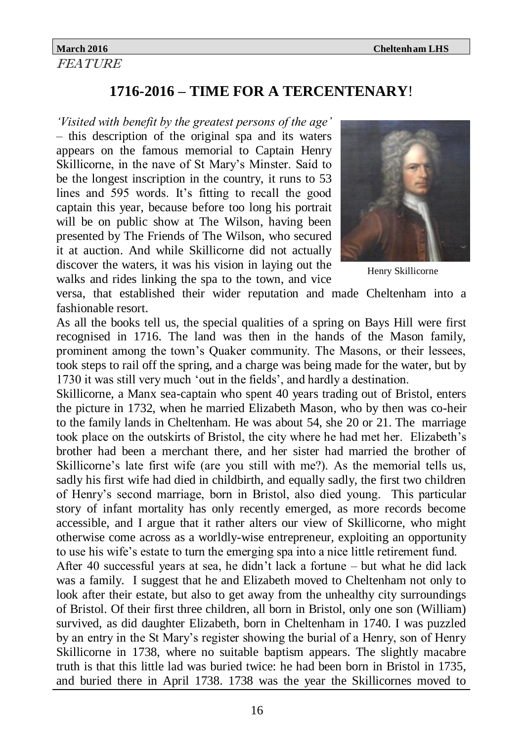*FEATURE*

# 1716-2016 – TIME FOR A TERCENTENARY!

*'Visited with benefit by the greatest persons of the age'* – this description of the original spa and its waters appears on the famous memorial to Captain Henry Skillicorne, in the nave of St Mary's Minster. Said to be the longest inscription in the country, it runs to 53 lines and 595 words. It's fitting to recall the good captain this year, because before too long his portrait will be on public show at The Wilson, having been presented by The Friends of The Wilson, who secured it at auction. And while Skillicorne did not actually discover the waters, it was his vision in laying out the walks and rides linking the spa to the town, and vice versa, that established their wider reputation and made Cheltenham into a fashionable resort.

Henry Skillicorne

As all the books tell us, the special qualities of a spring on Bays Hill were first recognised in 1716. The land was then in the hands of the Mason family, prominent among the town's Quaker community. The Masons, or their lessees, took steps to rail off the spring, and a charge was being made for the water, but by 1730 it was still very much 'out in the fields', and hardly a destination.

Skillicorne, a Manx sea-captain who spent 40 years trading out of Bristol, enters the picture in 1732, when he married Elizabeth Mason, who by then was co-heir to the family lands in Cheltenham. He was about 54, she 20 or 21. The marriage took place on the outskirts of Bristol, the city where he had met her. Elizabeth's brother had been a merchant there, and her sister had married the brother of Skillicorne's late first wife (are you still with me?). As the memorial tells us, sadly his first wife had died in childbirth, and equally sadly, the first two children of Henry's second marriage, born in Bristol, also died young. This particular story of infant mortality has only recently emerged, as more records become accessible, and I argue that it rather alters our view of Skillicorne, who might otherwise come across as a worldly-wise entrepreneur, exploiting an opportunity to use his wife's estate to turn the emerging spa into a nice little retirement fund.

After 40 successful years at sea, he didn't lack a fortune – but what he did lack was a family. I suggest that he and Elizabeth moved to Cheltenham not only to look after their estate, but also to get away from the unhealthy city surroundings of Bristol. Of their first three children, all born in Bristol, only one son (William) survived, as did daughter Elizabeth, born in Cheltenham in 1740. I was puzzled by an entry in the St Mary's register showing the burial of a Henry, son of Henry Skillicorne in 1738, where no suitable baptism appears. The slightly macabre truth is that this little lad was buried twice: he had been born in Bristol in 1735, and buried there in April 1738. 1738 was the year the Skillicornes moved to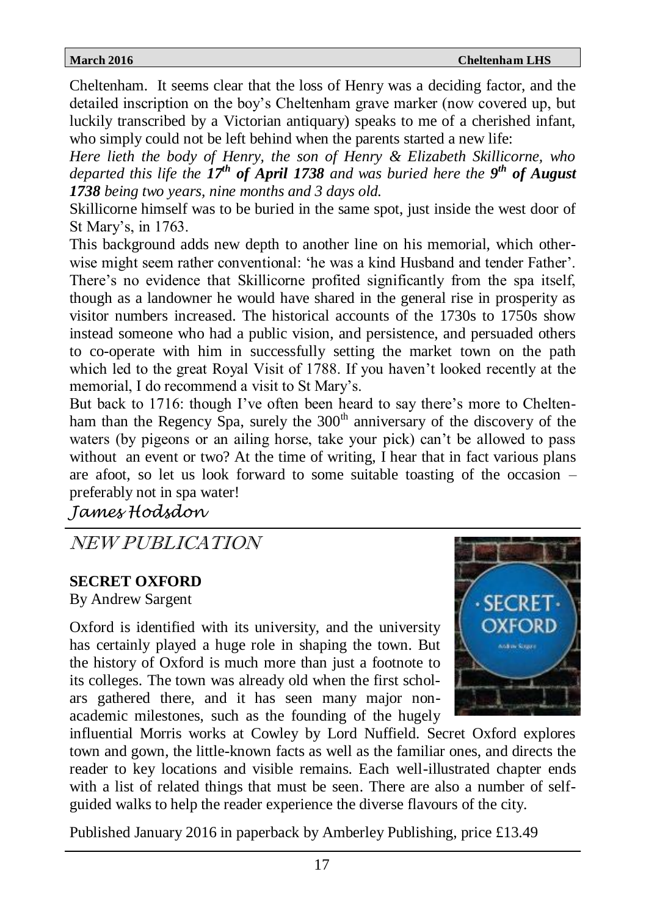Cheltenham. It seems clear that the loss of Henry was a deciding factor, and the detailed inscription on the boy's Cheltenham grave marker (now covered up, but luckily transcribed by a Victorian antiquary) speaks to me of a cherished infant, who simply could not be left behind when the parents started a new life:

*Here lieth the body of Henry, the son of Henry & Elizabeth Skillicorne, who departed this life the* ***17th of April 1738*** *and was buried here the* ***9th of August 1738*** *being two years, nine months and 3 days old.*

Skillicorne himself was to be buried in the same spot, just inside the west door of St Mary's, in 1763.

This background adds new depth to another line on his memorial, which otherwise might seem rather conventional: 'he was a kind Husband and tender Father'. There's no evidence that Skillicorne profited significantly from the spa itself, though as a landowner he would have shared in the general rise in prosperity as visitor numbers increased. The historical accounts of the 1730s to 1750s show instead someone who had a public vision, and persistence, and persuaded others to co-operate with him in successfully setting the market town on the path which led to the great Royal Visit of 1788. If you haven't looked recently at the memorial, I do recommend a visit to St Mary's.

But back to 1716: though I've often been heard to say there's more to Cheltenham than the Regency Spa, surely the 300th anniversary of the discovery of the waters (by pigeons or an ailing horse, take your pick) can't be allowed to pass without an event or two? At the time of writing, I hear that in fact various plans are afoot, so let us look forward to some suitable toasting of the occasion – preferably not in spa water!

*James Hodsdon*

## NEW PUBLICATION

**SECRET OXFORD**

By Andrew Sargent

Oxford is identified with its university, and the university has certainly played a huge role in shaping the town. But the history of Oxford is much more than just a footnote to its colleges. The town was already old when the first scholars gathered there, and it has seen many major non-academic milestones, such as the founding of the hugely influential Morris works at Cowley by Lord Nuffield. Secret Oxford explores town and gown, the little-known facts as well as the familiar ones, and directs the reader to key locations and visible remains. Each well-illustrated chapter ends with a list of related things that must be seen. There are also a number of self-guided walks to help the reader experience the diverse flavours of the city.

Published January 2016 in paperback by Amberley Publishing, price £13.49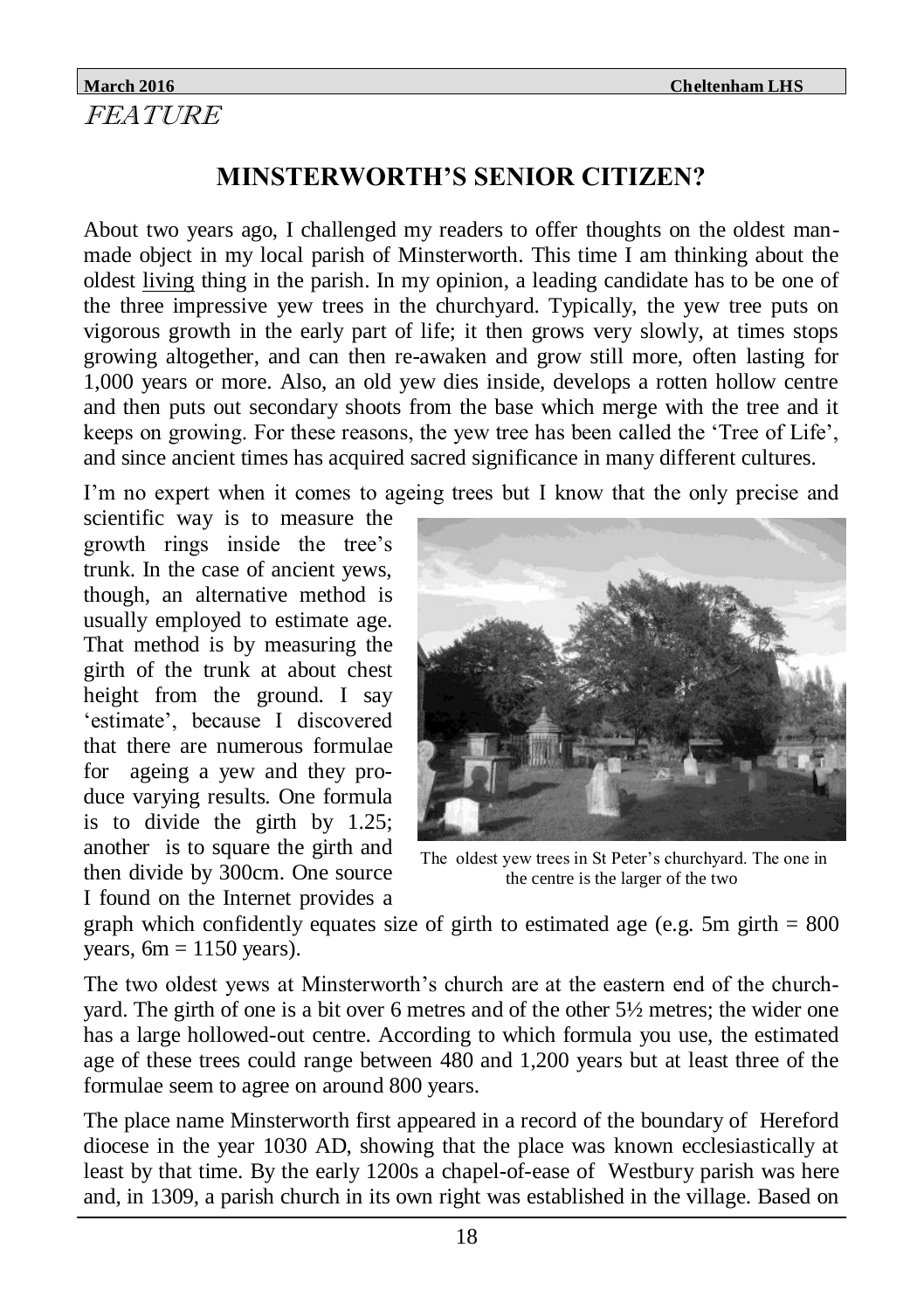*FEATURE*

## MINSTERWORTH'S SENIOR CITIZEN?

About two years ago, I challenged my readers to offer thoughts on the oldest man-made object in my local parish of Minsterworth. This time I am thinking about the oldest living thing in the parish. In my opinion, a leading candidate has to be one of the three impressive yew trees in the churchyard. Typically, the yew tree puts on vigorous growth in the early part of life; it then grows very slowly, at times stops growing altogether, and can then re-awaken and grow still more, often lasting for 1,000 years or more. Also, an old yew dies inside, develops a rotten hollow centre and then puts out secondary shoots from the base which merge with the tree and it keeps on growing. For these reasons, the yew tree has been called the 'Tree of Life', and since ancient times has acquired sacred significance in many different cultures.

I'm no expert when it comes to ageing trees but I know that the only precise and scientific way is to measure the growth rings inside the tree's trunk. In the case of ancient yews, though, an alternative method is usually employed to estimate age. That method is by measuring the girth of the trunk at about chest height from the ground. I say 'estimate', because I discovered that there are numerous formulae for ageing a yew and they produce varying results. One formula is to divide the girth by 1.25; another is to square the girth and then divide by 300cm. One source I found on the Internet provides a graph which confidently equates size of girth to estimated age (e.g. 5m girth = 800 years, 6m = 1150 years).

The oldest yew trees in St Peter's churchyard. The one in the centre is the larger of the two

The two oldest yews at Minsterworth's church are at the eastern end of the churchyard. The girth of one is a bit over 6 metres and of the other 5½ metres; the wider one has a large hollowed-out centre. According to which formula you use, the estimated age of these trees could range between 480 and 1,200 years but at least three of the formulae seem to agree on around 800 years.

The place name Minsterworth first appeared in a record of the boundary of Hereford diocese in the year 1030 AD, showing that the place was known ecclesiastically at least by that time. By the early 1200s a chapel-of-ease of Westbury parish was here and, in 1309, a parish church in its own right was established in the village. Based on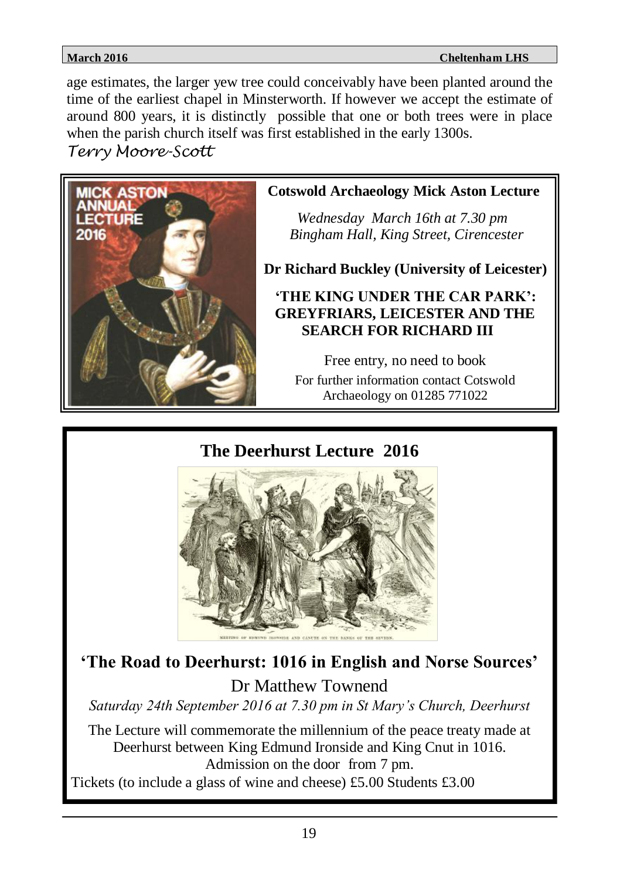age estimates, the larger yew tree could conceivably have been planted around the time of the earliest chapel in Minsterworth. If however we accept the estimate of around 800 years, it is distinctly possible that one or both trees were in place when the parish church itself was first established in the early 1300s.

*Terry Moore-Scott*

**Cotswold Archaeology Mick Aston Lecture**

*Wednesday March 16th at 7.30 pm*
*Bingham Hall, King Street, Cirencester*

**Dr Richard Buckley (University of Leicester)**

**'THE KING UNDER THE CAR PARK': GREYFRIARS, LEICESTER AND THE SEARCH FOR RICHARD III**

Free entry, no need to book

For further information contact Cotswold Archaeology on 01285 771022

## The Deerhurst Lecture 2016

MEETING OF EDMUND IRONSIDE AND CANUTE ON THE BANKS OF THE SEVERN.

### 'The Road to Deerhurst: 1016 in English and Norse Sources'

Dr Matthew Townend

*Saturday 24th September 2016 at 7.30 pm in St Mary's Church, Deerhurst*

The Lecture will commemorate the millennium of the peace treaty made at Deerhurst between King Edmund Ironside and King Cnut in 1016.

Admission on the door from 7 pm.

Tickets (to include a glass of wine and cheese) £5.00 Students £3.00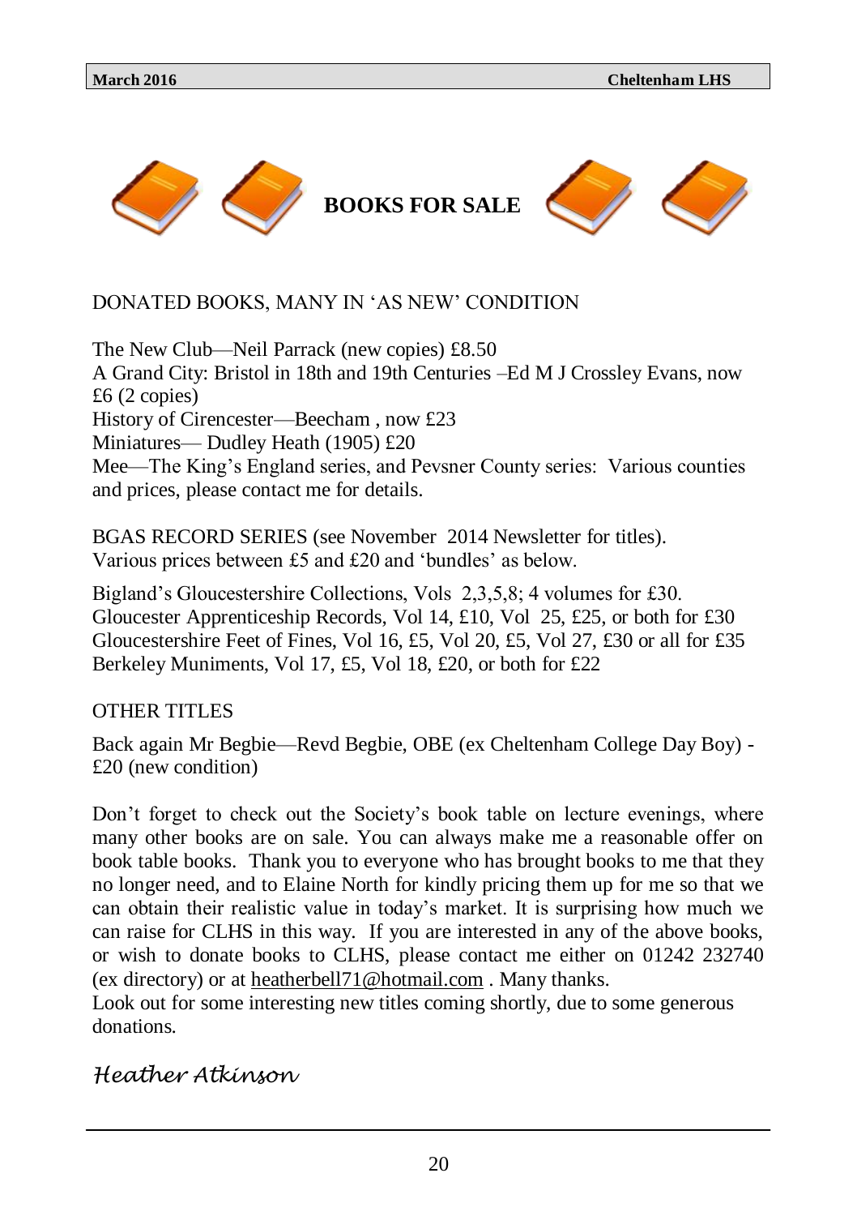# BOOKS FOR SALE

DONATED BOOKS, MANY IN 'AS NEW' CONDITION

The New Club—Neil Parrack (new copies) £8.50
A Grand City: Bristol in 18th and 19th Centuries –Ed M J Crossley Evans, now £6 (2 copies)
History of Cirencester—Beecham , now £23
Miniatures— Dudley Heath (1905) £20
Mee—The King's England series, and Pevsner County series: Various counties and prices, please contact me for details.

BGAS RECORD SERIES (see November 2014 Newsletter for titles).
Various prices between £5 and £20 and 'bundles' as below.

Bigland's Gloucestershire Collections, Vols 2,3,5,8; 4 volumes for £30.
Gloucester Apprenticeship Records, Vol 14, £10, Vol 25, £25, or both for £30
Gloucestershire Feet of Fines, Vol 16, £5, Vol 20, £5, Vol 27, £30 or all for £35
Berkeley Muniments, Vol 17, £5, Vol 18, £20, or both for £22

OTHER TITLES

Back again Mr Begbie—Revd Begbie, OBE (ex Cheltenham College Day Boy) - £20 (new condition)

Don't forget to check out the Society's book table on lecture evenings, where many other books are on sale. You can always make me a reasonable offer on book table books. Thank you to everyone who has brought books to me that they no longer need, and to Elaine North for kindly pricing them up for me so that we can obtain their realistic value in today's market. It is surprising how much we can raise for CLHS in this way. If you are interested in any of the above books, or wish to donate books to CLHS, please contact me either on 01242 232740 (ex directory) or at heatherbell71@hotmail.com . Many thanks.
Look out for some interesting new titles coming shortly, due to some generous donations.

*Heather Atkinson*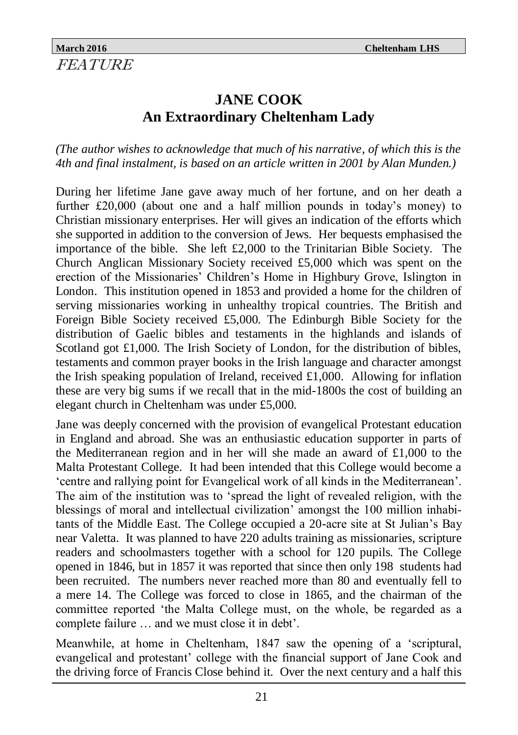*FEATURE*

## JANE COOK
## An Extraordinary Cheltenham Lady

*(The author wishes to acknowledge that much of his narrative, of which this is the 4th and final instalment, is based on an article written in 2001 by Alan Munden.)*

During her lifetime Jane gave away much of her fortune, and on her death a further £20,000 (about one and a half million pounds in today's money) to Christian missionary enterprises. Her will gives an indication of the efforts which she supported in addition to the conversion of Jews. Her bequests emphasised the importance of the bible. She left £2,000 to the Trinitarian Bible Society. The Church Anglican Missionary Society received £5,000 which was spent on the erection of the Missionaries' Children's Home in Highbury Grove, Islington in London. This institution opened in 1853 and provided a home for the children of serving missionaries working in unhealthy tropical countries. The British and Foreign Bible Society received £5,000. The Edinburgh Bible Society for the distribution of Gaelic bibles and testaments in the highlands and islands of Scotland got £1,000. The Irish Society of London, for the distribution of bibles, testaments and common prayer books in the Irish language and character amongst the Irish speaking population of Ireland, received £1,000. Allowing for inflation these are very big sums if we recall that in the mid-1800s the cost of building an elegant church in Cheltenham was under £5,000.

Jane was deeply concerned with the provision of evangelical Protestant education in England and abroad. She was an enthusiastic education supporter in parts of the Mediterranean region and in her will she made an award of £1,000 to the Malta Protestant College. It had been intended that this College would become a 'centre and rallying point for Evangelical work of all kinds in the Mediterranean'. The aim of the institution was to 'spread the light of revealed religion, with the blessings of moral and intellectual civilization' amongst the 100 million inhabitants of the Middle East. The College occupied a 20-acre site at St Julian's Bay near Valetta. It was planned to have 220 adults training as missionaries, scripture readers and schoolmasters together with a school for 120 pupils. The College opened in 1846, but in 1857 it was reported that since then only 198 students had been recruited. The numbers never reached more than 80 and eventually fell to a mere 14. The College was forced to close in 1865, and the chairman of the committee reported 'the Malta College must, on the whole, be regarded as a complete failure … and we must close it in debt'.

Meanwhile, at home in Cheltenham, 1847 saw the opening of a 'scriptural, evangelical and protestant' college with the financial support of Jane Cook and the driving force of Francis Close behind it. Over the next century and a half this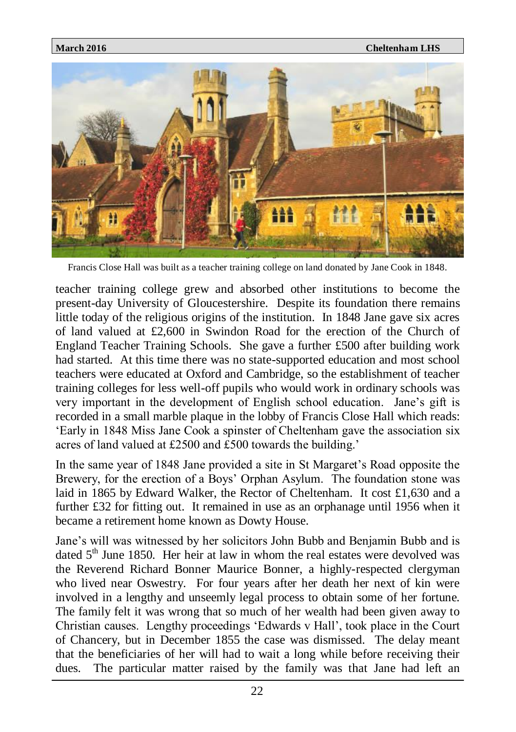Francis Close Hall was built as a teacher training college on land donated by Jane Cook in 1848.

teacher training college grew and absorbed other institutions to become the present-day University of Gloucestershire. Despite its foundation there remains little today of the religious origins of the institution. In 1848 Jane gave six acres of land valued at £2,600 in Swindon Road for the erection of the Church of England Teacher Training Schools. She gave a further £500 after building work had started. At this time there was no state-supported education and most school teachers were educated at Oxford and Cambridge, so the establishment of teacher training colleges for less well-off pupils who would work in ordinary schools was very important in the development of English school education. Jane's gift is recorded in a small marble plaque in the lobby of Francis Close Hall which reads: 'Early in 1848 Miss Jane Cook a spinster of Cheltenham gave the association six acres of land valued at £2500 and £500 towards the building.'

In the same year of 1848 Jane provided a site in St Margaret's Road opposite the Brewery, for the erection of a Boys' Orphan Asylum. The foundation stone was laid in 1865 by Edward Walker, the Rector of Cheltenham. It cost £1,630 and a further £32 for fitting out. It remained in use as an orphanage until 1956 when it became a retirement home known as Dowty House.

Jane's will was witnessed by her solicitors John Bubb and Benjamin Bubb and is dated 5th June 1850. Her heir at law in whom the real estates were devolved was the Reverend Richard Bonner Maurice Bonner, a highly-respected clergyman who lived near Oswestry. For four years after her death her next of kin were involved in a lengthy and unseemly legal process to obtain some of her fortune. The family felt it was wrong that so much of her wealth had been given away to Christian causes. Lengthy proceedings 'Edwards v Hall', took place in the Court of Chancery, but in December 1855 the case was dismissed. The delay meant that the beneficiaries of her will had to wait a long while before receiving their dues. The particular matter raised by the family was that Jane had left an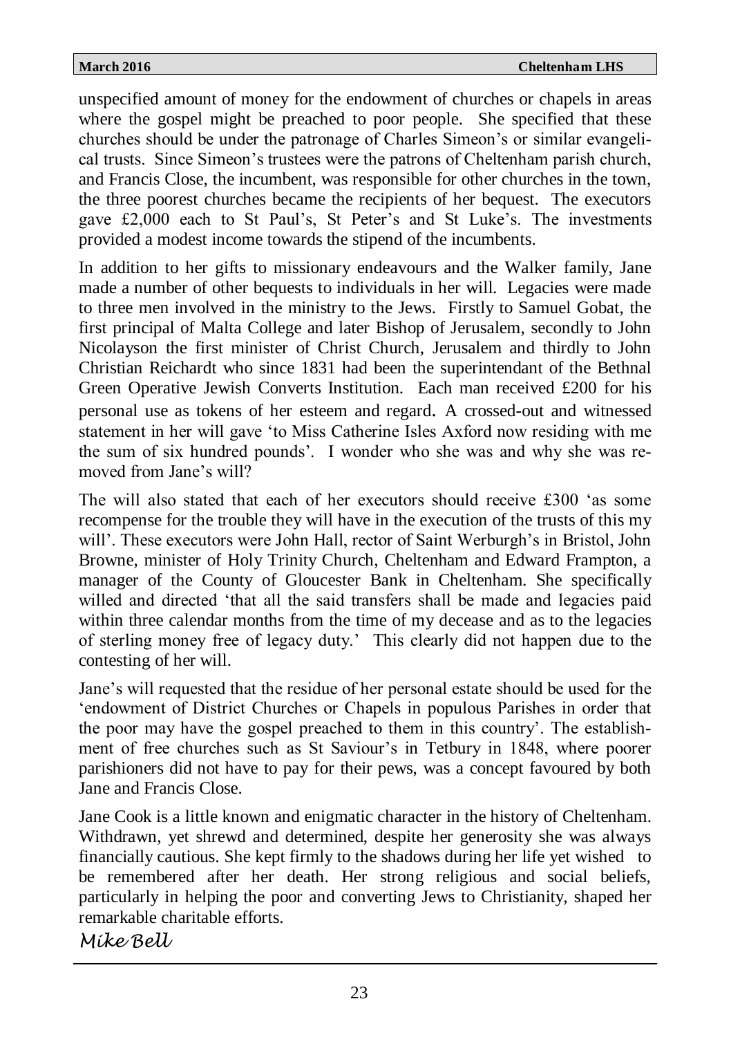unspecified amount of money for the endowment of churches or chapels in areas where the gospel might be preached to poor people. She specified that these churches should be under the patronage of Charles Simeon's or similar evangelical trusts. Since Simeon's trustees were the patrons of Cheltenham parish church, and Francis Close, the incumbent, was responsible for other churches in the town, the three poorest churches became the recipients of her bequest. The executors gave £2,000 each to St Paul's, St Peter's and St Luke's. The investments provided a modest income towards the stipend of the incumbents.

In addition to her gifts to missionary endeavours and the Walker family, Jane made a number of other bequests to individuals in her will. Legacies were made to three men involved in the ministry to the Jews. Firstly to Samuel Gobat, the first principal of Malta College and later Bishop of Jerusalem, secondly to John Nicolayson the first minister of Christ Church, Jerusalem and thirdly to John Christian Reichardt who since 1831 had been the superintendant of the Bethnal Green Operative Jewish Converts Institution. Each man received £200 for his personal use as tokens of her esteem and regard. A crossed-out and witnessed statement in her will gave 'to Miss Catherine Isles Axford now residing with me the sum of six hundred pounds'. I wonder who she was and why she was removed from Jane's will?

The will also stated that each of her executors should receive £300 'as some recompense for the trouble they will have in the execution of the trusts of this my will'. These executors were John Hall, rector of Saint Werburgh's in Bristol, John Browne, minister of Holy Trinity Church, Cheltenham and Edward Frampton, a manager of the County of Gloucester Bank in Cheltenham. She specifically willed and directed 'that all the said transfers shall be made and legacies paid within three calendar months from the time of my decease and as to the legacies of sterling money free of legacy duty.' This clearly did not happen due to the contesting of her will.

Jane's will requested that the residue of her personal estate should be used for the 'endowment of District Churches or Chapels in populous Parishes in order that the poor may have the gospel preached to them in this country'. The establishment of free churches such as St Saviour's in Tetbury in 1848, where poorer parishioners did not have to pay for their pews, was a concept favoured by both Jane and Francis Close.

Jane Cook is a little known and enigmatic character in the history of Cheltenham. Withdrawn, yet shrewd and determined, despite her generosity she was always financially cautious. She kept firmly to the shadows during her life yet wished to be remembered after her death. Her strong religious and social beliefs, particularly in helping the poor and converting Jews to Christianity, shaped her remarkable charitable efforts.

*Mike Bell*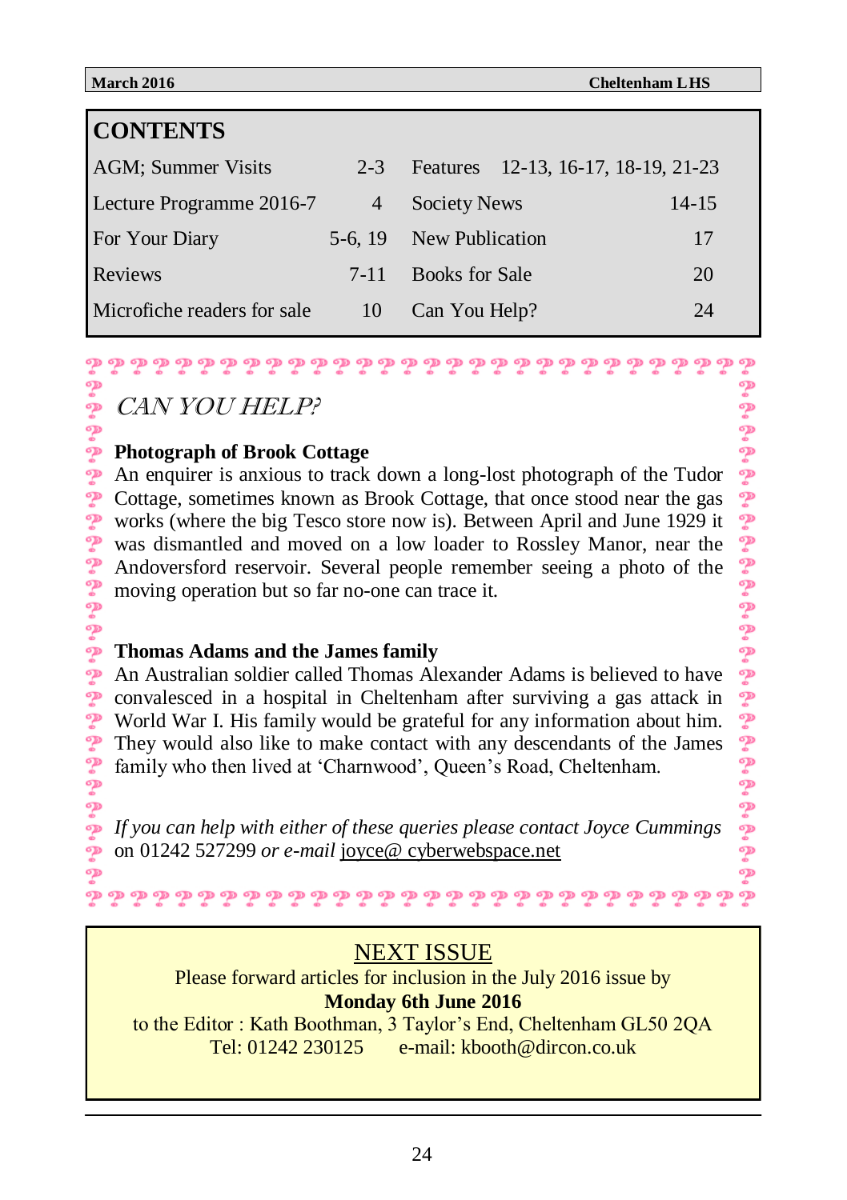## CONTENTS

| | | | |
|---|---|---|---|
| AGM; Summer Visits | 2-3 | Features | 12-13, 16-17, 18-19, 21-23 |
| Lecture Programme 2016-7 | 4 | Society News | 14-15 |
| For Your Diary | 5-6, 19 | New Publication | 17 |
| Reviews | 7-11 | Books for Sale | 20 |
| Microfiche readers for sale | 10 | Can You Help? | 24 |

## *CAN YOU HELP?*

**Photograph of Brook Cottage**

An enquirer is anxious to track down a long-lost photograph of the Tudor Cottage, sometimes known as Brook Cottage, that once stood near the gas works (where the big Tesco store now is). Between April and June 1929 it was dismantled and moved on a low loader to Rossley Manor, near the Andoversford reservoir. Several people remember seeing a photo of the moving operation but so far no-one can trace it.

**Thomas Adams and the James family**

An Australian soldier called Thomas Alexander Adams is believed to have convalesced in a hospital in Cheltenham after surviving a gas attack in World War I. His family would be grateful for any information about him. They would also like to make contact with any descendants of the James family who then lived at 'Charnwood', Queen's Road, Cheltenham.

*If you can help with either of these queries please contact Joyce Cummings* on 01242 527299 *or e-mail* joyce@ cyberwebspace.net

## NEXT ISSUE

Please forward articles for inclusion in the July 2016 issue by

**Monday 6th June 2016**

to the Editor : Kath Boothman, 3 Taylor's End, Cheltenham GL50 2QA

Tel: 01242 230125 e-mail: kbooth@dircon.co.uk